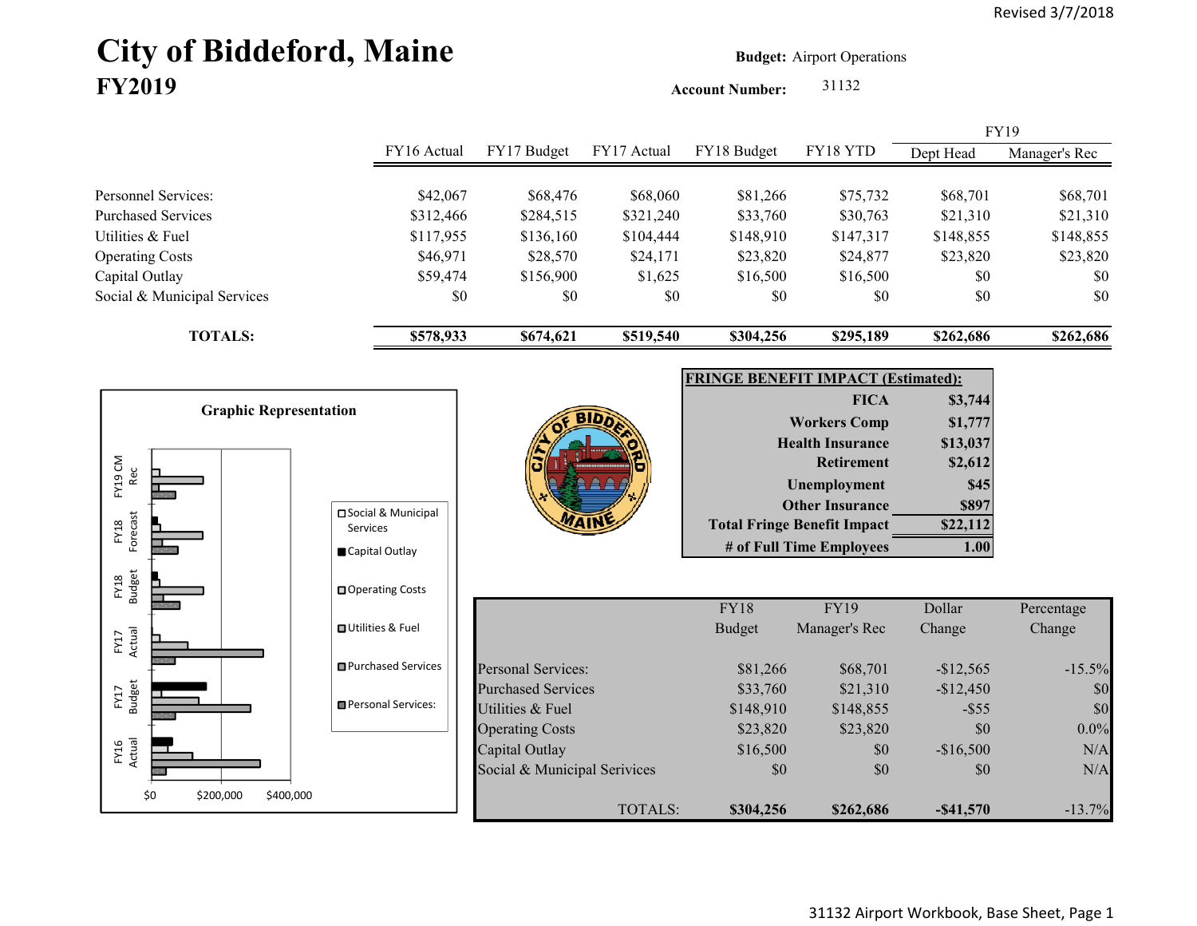Revised 3/7/2018

# City of Biddeford, Maine
## FY2019

**Budget:** Airport Operations

**Account Number:** 31132

| | FY16 Actual | FY17 Budget | FY17 Actual | FY18 Budget | FY18 YTD | FY19 Dept Head | FY19 Manager's Rec |
|---|---|---|---|---|---|---|---|
| Personnel Services: | $42,067 | $68,476 | $68,060 | $81,266 | $75,732 | $68,701 | $68,701 |
| Purchased Services | $312,466 | $284,515 | $321,240 | $33,760 | $30,763 | $21,310 | $21,310 |
| Utilities & Fuel | $117,955 | $136,160 | $104,444 | $148,910 | $147,317 | $148,855 | $148,855 |
| Operating Costs | $46,971 | $28,570 | $24,171 | $23,820 | $24,877 | $23,820 | $23,820 |
| Capital Outlay | $59,474 | $156,900 | $1,625 | $16,500 | $16,500 | $0 | $0 |
| Social & Municipal Services | $0 | $0 | $0 | $0 | $0 | $0 | $0 |
| **TOTALS:** | **$578,933** | **$674,621** | **$519,540** | **$304,256** | **$295,189** | **$262,686** | **$262,686** |

**Graphic Representation**

| FRINGE BENEFIT IMPACT (Estimated): | |
|---|---|
| FICA | $3,744 |
| Workers Comp | $1,777 |
| Health Insurance | $13,037 |
| Retirement | $2,612 |
| Unemployment | $45 |
| Other Insurance | $897 |
| Total Fringe Benefit Impact | $22,112 |
| # of Full Time Employees | 1.00 |

| | FY18 Budget | FY19 Manager's Rec | Dollar Change | Percentage Change |
|---|---|---|---|---|
| Personal Services: | $81,266 | $68,701 | -$12,565 | -15.5% |
| Purchased Services | $33,760 | $21,310 | -$12,450 | $0 |
| Utilities & Fuel | $148,910 | $148,855 | -$55 | $0 |
| Operating Costs | $23,820 | $23,820 | $0 | 0.0% |
| Capital Outlay | $16,500 | $0 | -$16,500 | N/A |
| Social & Municipal Services | $0 | $0 | $0 | N/A |
| TOTALS: | **$304,256** | **$262,686** | **-$41,570** | -13.7% |

31132 Airport Workbook, Base Sheet, Page 1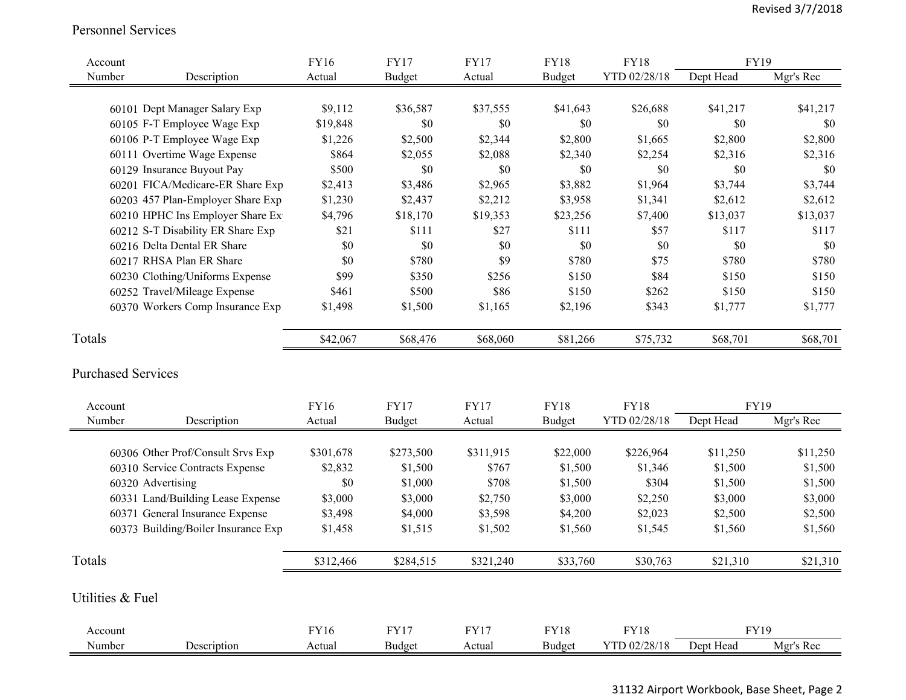Revised 3/7/2018

## Personnel Services

| Account Number | Description | FY16 Actual | FY17 Budget | FY17 Actual | FY18 Budget | FY18 YTD 02/28/18 | FY19 Dept Head | FY19 Mgr's Rec |
|---|---|---|---|---|---|---|---|---|
| 60101 | Dept Manager Salary Exp | $9,112 | $36,587 | $37,555 | $41,643 | $26,688 | $41,217 | $41,217 |
| 60105 | F-T Employee Wage Exp | $19,848 | $0 | $0 | $0 | $0 | $0 | $0 |
| 60106 | P-T Employee Wage Exp | $1,226 | $2,500 | $2,344 | $2,800 | $1,665 | $2,800 | $2,800 |
| 60111 | Overtime Wage Expense | $864 | $2,055 | $2,088 | $2,340 | $2,254 | $2,316 | $2,316 |
| 60129 | Insurance Buyout Pay | $500 | $0 | $0 | $0 | $0 | $0 | $0 |
| 60201 | FICA/Medicare-ER Share Exp | $2,413 | $3,486 | $2,965 | $3,882 | $1,964 | $3,744 | $3,744 |
| 60203 | 457 Plan-Employer Share Exp | $1,230 | $2,437 | $2,212 | $3,958 | $1,341 | $2,612 | $2,612 |
| 60210 | HPHC Ins Employer Share Ex | $4,796 | $18,170 | $19,353 | $23,256 | $7,400 | $13,037 | $13,037 |
| 60212 | S-T Disability ER Share Exp | $21 | $111 | $27 | $111 | $57 | $117 | $117 |
| 60216 | Delta Dental ER Share | $0 | $0 | $0 | $0 | $0 | $0 | $0 |
| 60217 | RHSA Plan ER Share | $0 | $780 | $9 | $780 | $75 | $780 | $780 |
| 60230 | Clothing/Uniforms Expense | $99 | $350 | $256 | $150 | $84 | $150 | $150 |
| 60252 | Travel/Mileage Expense | $461 | $500 | $86 | $150 | $262 | $150 | $150 |
| 60370 | Workers Comp Insurance Exp | $1,498 | $1,500 | $1,165 | $2,196 | $343 | $1,777 | $1,777 |
| **Totals** | | $42,067 | $68,476 | $68,060 | $81,266 | $75,732 | $68,701 | $68,701 |

## Purchased Services

| Account Number | Description | FY16 Actual | FY17 Budget | FY17 Actual | FY18 Budget | FY18 YTD 02/28/18 | FY19 Dept Head | FY19 Mgr's Rec |
|---|---|---|---|---|---|---|---|---|
| 60306 | Other Prof/Consult Srvs Exp | $301,678 | $273,500 | $311,915 | $22,000 | $226,964 | $11,250 | $11,250 |
| 60310 | Service Contracts Expense | $2,832 | $1,500 | $767 | $1,500 | $1,346 | $1,500 | $1,500 |
| 60320 | Advertising | $0 | $1,000 | $708 | $1,500 | $304 | $1,500 | $1,500 |
| 60331 | Land/Building Lease Expense | $3,000 | $3,000 | $2,750 | $3,000 | $2,250 | $3,000 | $3,000 |
| 60371 | General Insurance Expense | $3,498 | $4,000 | $3,598 | $4,200 | $2,023 | $2,500 | $2,500 |
| 60373 | Building/Boiler Insurance Exp | $1,458 | $1,515 | $1,502 | $1,560 | $1,545 | $1,560 | $1,560 |
| **Totals** | | $312,466 | $284,515 | $321,240 | $33,760 | $30,763 | $21,310 | $21,310 |

## Utilities & Fuel

| Account Number | Description | FY16 Actual | FY17 Budget | FY17 Actual | FY18 Budget | FY18 YTD 02/28/18 | FY19 Dept Head | FY19 Mgr's Rec |
|---|---|---|---|---|---|---|---|---|

31132 Airport Workbook, Base Sheet, Page 2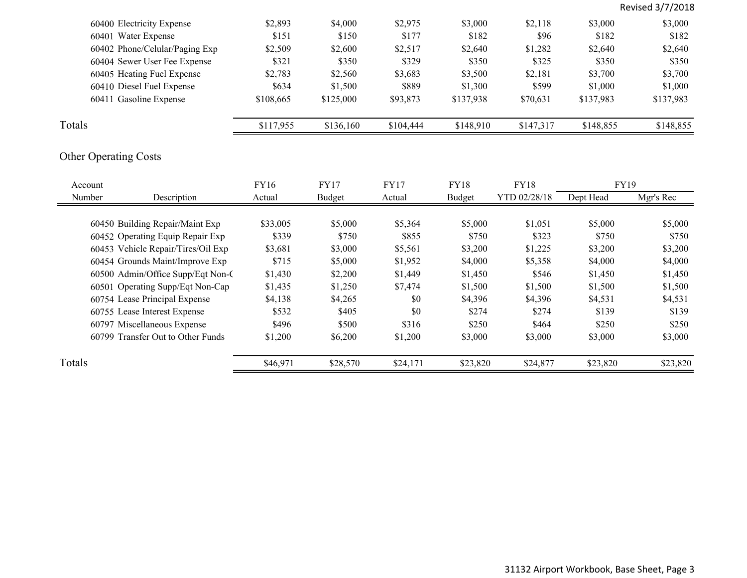| | | | | | | | |
|---|---|---|---|---|---|---|---|
| 60400 Electricity Expense | $2,893 | $4,000 | $2,975 | $3,000 | $2,118 | $3,000 | $3,000 |
| 60401 Water Expense | $151 | $150 | $177 | $182 | $96 | $182 | $182 |
| 60402 Phone/Celular/Paging Exp | $2,509 | $2,600 | $2,517 | $2,640 | $1,282 | $2,640 | $2,640 |
| 60404 Sewer User Fee Expense | $321 | $350 | $329 | $350 | $325 | $350 | $350 |
| 60405 Heating Fuel Expense | $2,783 | $2,560 | $3,683 | $3,500 | $2,181 | $3,700 | $3,700 |
| 60410 Diesel Fuel Expense | $634 | $1,500 | $889 | $1,300 | $599 | $1,000 | $1,000 |
| 60411 Gasoline Expense | $108,665 | $125,000 | $93,873 | $137,938 | $70,631 | $137,983 | $137,983 |
| Totals | $117,955 | $136,160 | $104,444 | $148,910 | $147,317 | $148,855 | $148,855 |

## Other Operating Costs

| Account Number | Description | FY16 Actual | FY17 Budget | FY17 Actual | FY18 Budget | FY18 YTD 02/28/18 | FY19 Dept Head | FY19 Mgr's Rec |
|---|---|---|---|---|---|---|---|---|
| 60450 | Building Repair/Maint Exp | $33,005 | $5,000 | $5,364 | $5,000 | $1,051 | $5,000 | $5,000 |
| 60452 | Operating Equip Repair Exp | $339 | $750 | $855 | $750 | $323 | $750 | $750 |
| 60453 | Vehicle Repair/Tires/Oil Exp | $3,681 | $3,000 | $5,561 | $3,200 | $1,225 | $3,200 | $3,200 |
| 60454 | Grounds Maint/Improve Exp | $715 | $5,000 | $1,952 | $4,000 | $5,358 | $4,000 | $4,000 |
| 60500 | Admin/Office Supp/Eqt Non-C | $1,430 | $2,200 | $1,449 | $1,450 | $546 | $1,450 | $1,450 |
| 60501 | Operating Supp/Eqt Non-Cap | $1,435 | $1,250 | $7,474 | $1,500 | $1,500 | $1,500 | $1,500 |
| 60754 | Lease Principal Expense | $4,138 | $4,265 | $0 | $4,396 | $4,396 | $4,531 | $4,531 |
| 60755 | Lease Interest Expense | $532 | $405 | $0 | $274 | $274 | $139 | $139 |
| 60797 | Miscellaneous Expense | $496 | $500 | $316 | $250 | $464 | $250 | $250 |
| 60799 | Transfer Out to Other Funds | $1,200 | $6,200 | $1,200 | $3,000 | $3,000 | $3,000 | $3,000 |
| Totals | | $46,971 | $28,570 | $24,171 | $23,820 | $24,877 | $23,820 | $23,820 |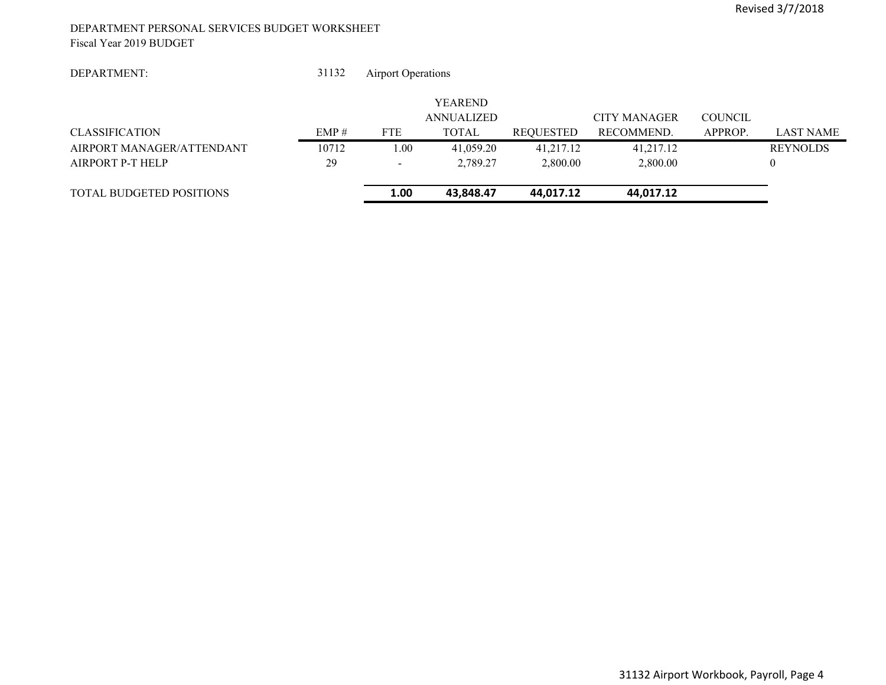Revised 3/7/2018

DEPARTMENT PERSONAL SERVICES BUDGET WORKSHEET
Fiscal Year 2019 BUDGET

DEPARTMENT: 31132 Airport Operations

| CLASSIFICATION | EMP # | FTE | YEAREND ANNUALIZED TOTAL | REQUESTED | CITY MANAGER RECOMMEND. | COUNCIL APPROP. | LAST NAME |
|---|---|---|---|---|---|---|---|
| AIRPORT MANAGER/ATTENDANT | 10712 | 1.00 | 41,059.20 | 41,217.12 | 41,217.12 | | REYNOLDS |
| AIRPORT P-T HELP | 29 | - | 2,789.27 | 2,800.00 | 2,800.00 | | 0 |
| TOTAL BUDGETED POSITIONS | | **1.00** | **43,848.47** | **44,017.12** | **44,017.12** | | |

31132 Airport Workbook, Payroll, Page 4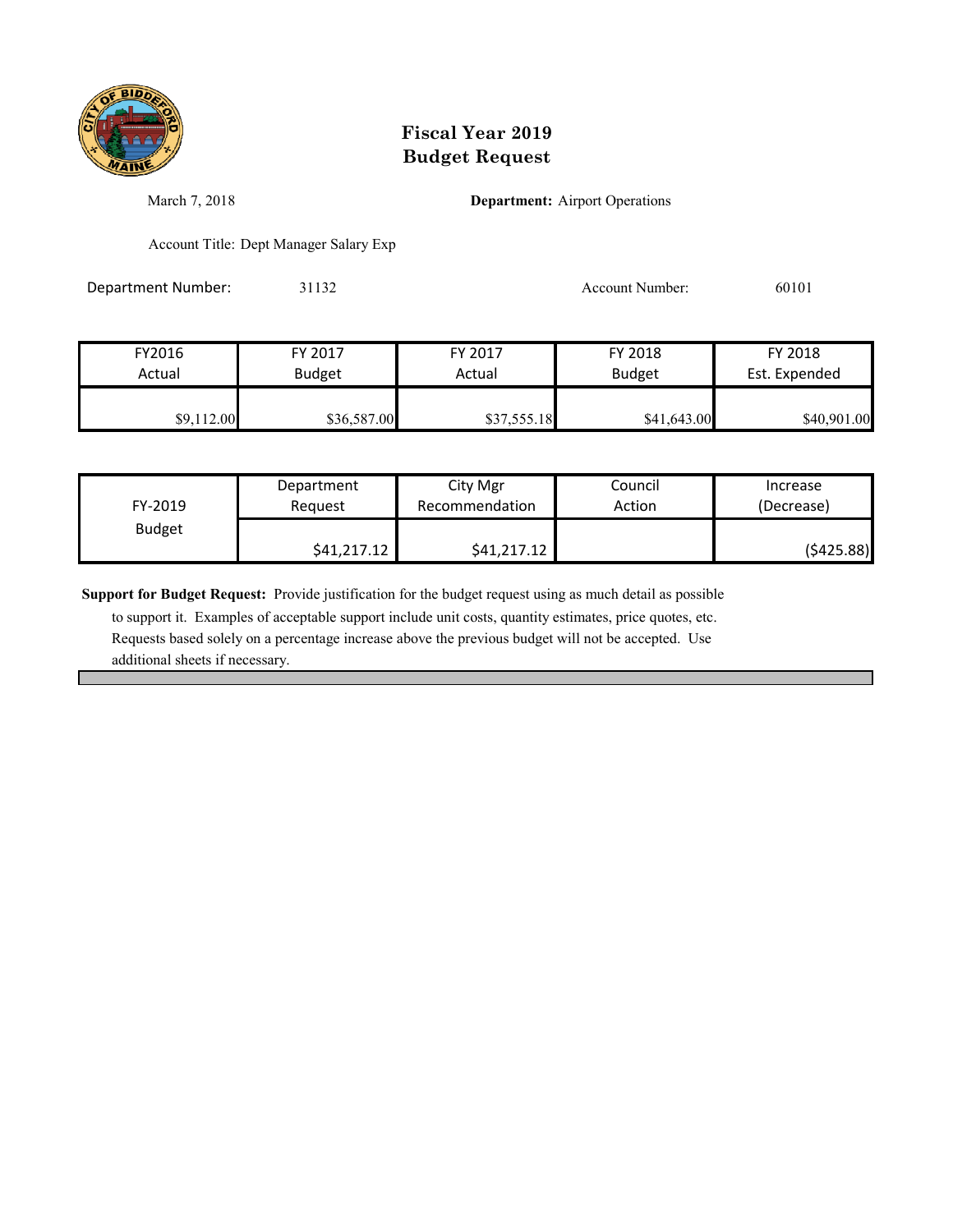# Fiscal Year 2019
# Budget Request

March 7, 2018

**Department:** Airport Operations

Account Title: Dept Manager Salary Exp

Department Number: 31132

Account Number: 60101

| FY2016 Actual | FY 2017 Budget | FY 2017 Actual | FY 2018 Budget | FY 2018 Est. Expended |
|---|---|---|---|---|
| $9,112.00 | $36,587.00 | $37,555.18 | $41,643.00 | $40,901.00 |

| FY-2019 Budget | Department Request | City Mgr Recommendation | Council Action | Increase (Decrease) |
|---|---|---|---|---|
| | $41,217.12 | $41,217.12 | | ($425.88) |

**Support for Budget Request:** Provide justification for the budget request using as much detail as possible to support it. Examples of acceptable support include unit costs, quantity estimates, price quotes, etc. Requests based solely on a percentage increase above the previous budget will not be accepted. Use additional sheets if necessary.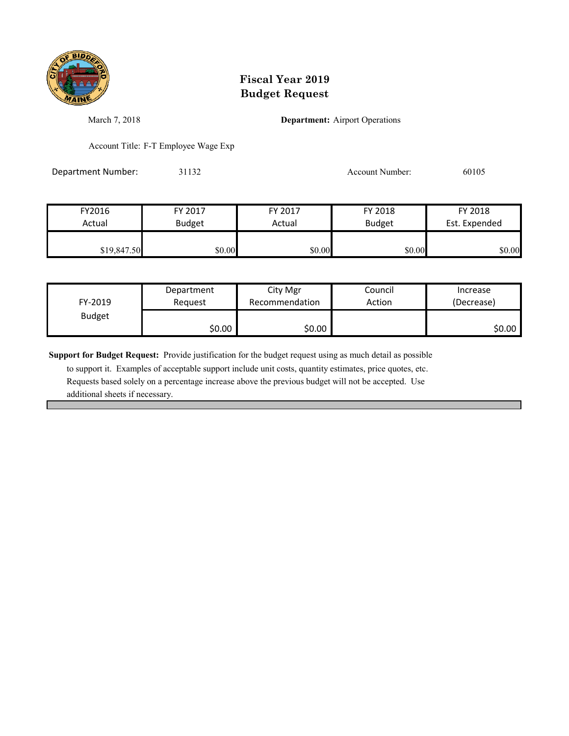# Fiscal Year 2019
# Budget Request

March 7, 2018

**Department:** Airport Operations

Account Title: F-T Employee Wage Exp

Department Number: 31132

Account Number: 60105

| FY2016 Actual | FY 2017 Budget | FY 2017 Actual | FY 2018 Budget | FY 2018 Est. Expended |
|---|---|---|---|---|
| $19,847.50 | $0.00 | $0.00 | $0.00 | $0.00 |

| FY-2019 Budget | Department Request | City Mgr Recommendation | Council Action | Increase (Decrease) |
|---|---|---|---|---|
| | $0.00 | $0.00 | | $0.00 |

**Support for Budget Request:** Provide justification for the budget request using as much detail as possible to support it. Examples of acceptable support include unit costs, quantity estimates, price quotes, etc. Requests based solely on a percentage increase above the previous budget will not be accepted. Use additional sheets if necessary.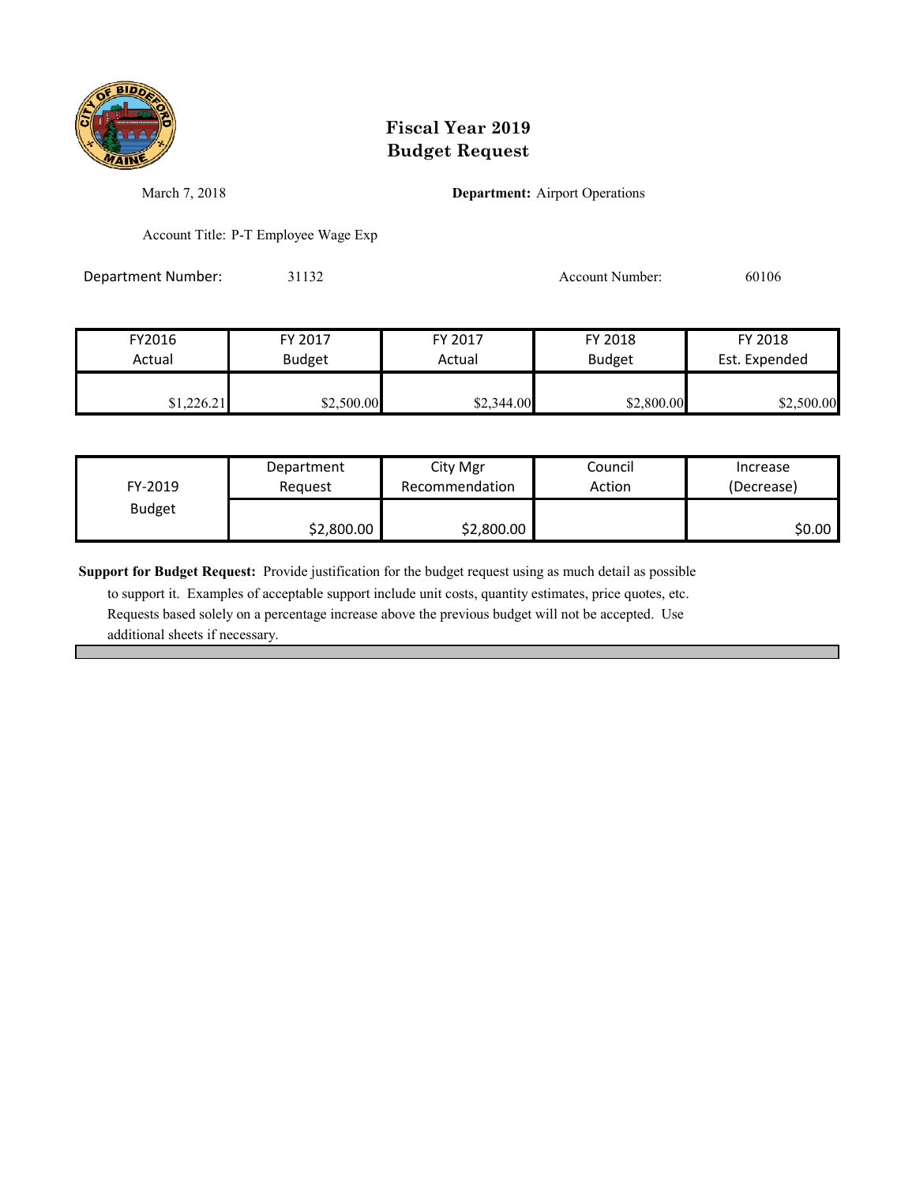# Fiscal Year 2019
# Budget Request

March 7, 2018

**Department:** Airport Operations

Account Title: P-T Employee Wage Exp

Department Number: 31132

Account Number: 60106

| FY2016 Actual | FY 2017 Budget | FY 2017 Actual | FY 2018 Budget | FY 2018 Est. Expended |
|---|---|---|---|---|
| $1,226.21 | $2,500.00 | $2,344.00 | $2,800.00 | $2,500.00 |

| FY-2019 Budget | Department Request | City Mgr Recommendation | Council Action | Increase (Decrease) |
|---|---|---|---|---|
| | $2,800.00 | $2,800.00 | | $0.00 |

**Support for Budget Request:** Provide justification for the budget request using as much detail as possible to support it. Examples of acceptable support include unit costs, quantity estimates, price quotes, etc. Requests based solely on a percentage increase above the previous budget will not be accepted. Use additional sheets if necessary.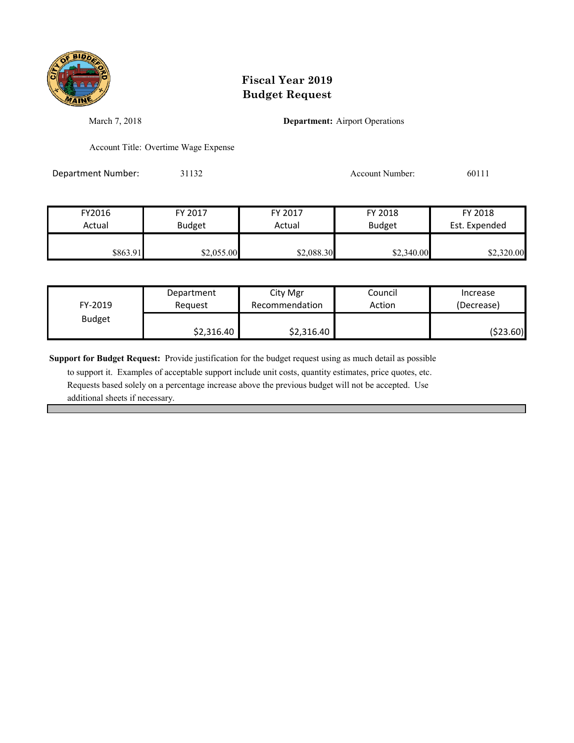# Fiscal Year 2019
# Budget Request

March 7, 2018

**Department:** Airport Operations

Account Title: Overtime Wage Expense

Department Number: 31132

Account Number: 60111

| FY2016 Actual | FY 2017 Budget | FY 2017 Actual | FY 2018 Budget | FY 2018 Est. Expended |
|---|---|---|---|---|
| $863.91 | $2,055.00 | $2,088.30 | $2,340.00 | $2,320.00 |

| FY-2019 Budget | Department Request | City Mgr Recommendation | Council Action | Increase (Decrease) |
|---|---|---|---|---|
| | $2,316.40 | $2,316.40 | | ($23.60) |

**Support for Budget Request:** Provide justification for the budget request using as much detail as possible to support it. Examples of acceptable support include unit costs, quantity estimates, price quotes, etc. Requests based solely on a percentage increase above the previous budget will not be accepted. Use additional sheets if necessary.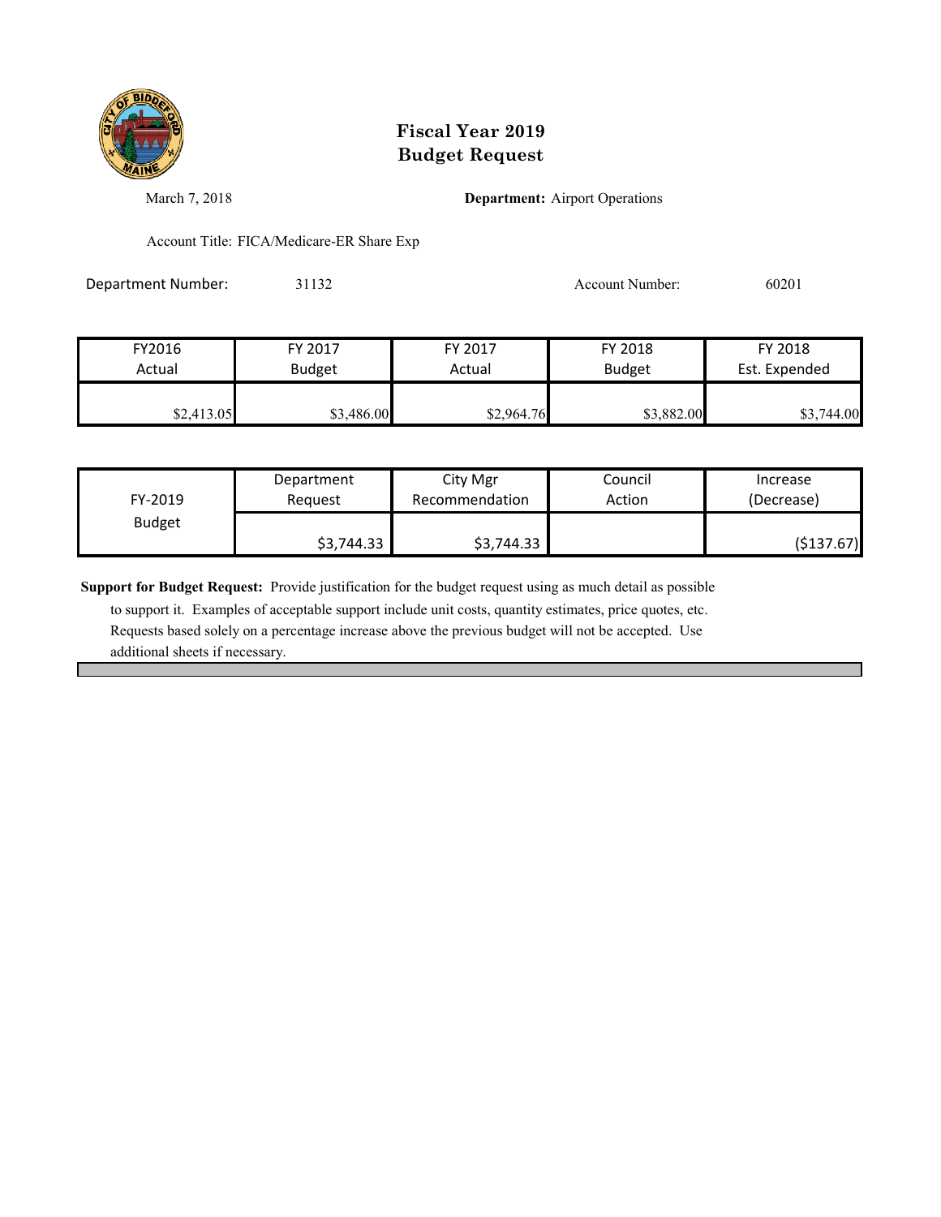# Fiscal Year 2019
# Budget Request

March 7, 2018

**Department:** Airport Operations

Account Title: FICA/Medicare-ER Share Exp

Department Number: 31132

Account Number: 60201

| FY2016 Actual | FY 2017 Budget | FY 2017 Actual | FY 2018 Budget | FY 2018 Est. Expended |
|---|---|---|---|---|
| $2,413.05 | $3,486.00 | $2,964.76 | $3,882.00 | $3,744.00 |

| FY-2019 Budget | Department Request | City Mgr Recommendation | Council Action | Increase (Decrease) |
|---|---|---|---|---|
| | $3,744.33 | $3,744.33 | | ($137.67) |

**Support for Budget Request:** Provide justification for the budget request using as much detail as possible to support it. Examples of acceptable support include unit costs, quantity estimates, price quotes, etc. Requests based solely on a percentage increase above the previous budget will not be accepted. Use additional sheets if necessary.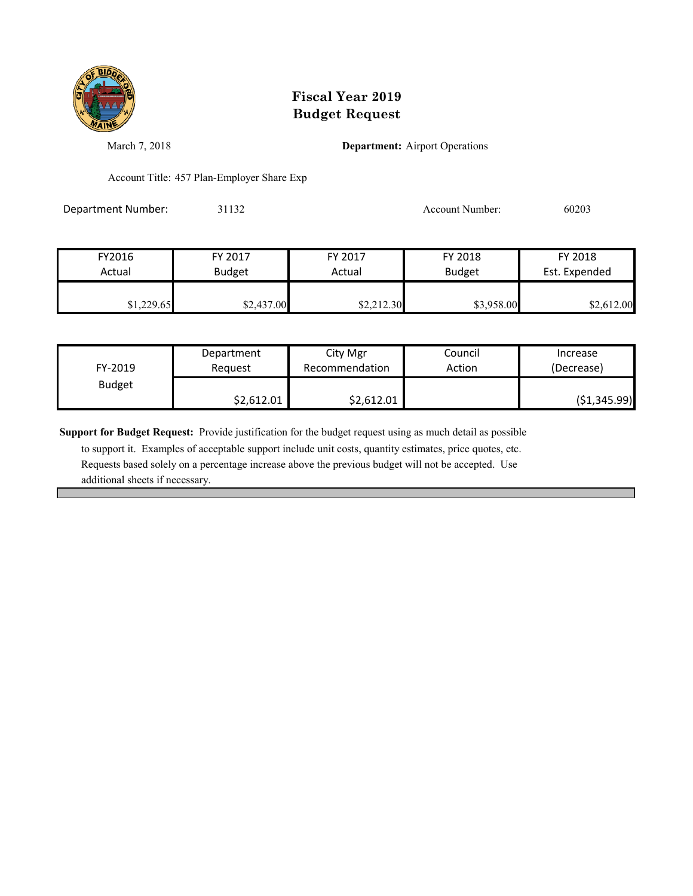# Fiscal Year 2019
# Budget Request

March 7, 2018

**Department:** Airport Operations

Account Title: 457 Plan-Employer Share Exp

Department Number: 31132

Account Number: 60203

| FY2016 Actual | FY 2017 Budget | FY 2017 Actual | FY 2018 Budget | FY 2018 Est. Expended |
|---|---|---|---|---|
| $1,229.65 | $2,437.00 | $2,212.30 | $3,958.00 | $2,612.00 |

| FY-2019 Budget | Department Request | City Mgr Recommendation | Council Action | Increase (Decrease) |
|---|---|---|---|---|
| | $2,612.01 | $2,612.01 | | ($1,345.99) |

**Support for Budget Request:** Provide justification for the budget request using as much detail as possible to support it. Examples of acceptable support include unit costs, quantity estimates, price quotes, etc. Requests based solely on a percentage increase above the previous budget will not be accepted. Use additional sheets if necessary.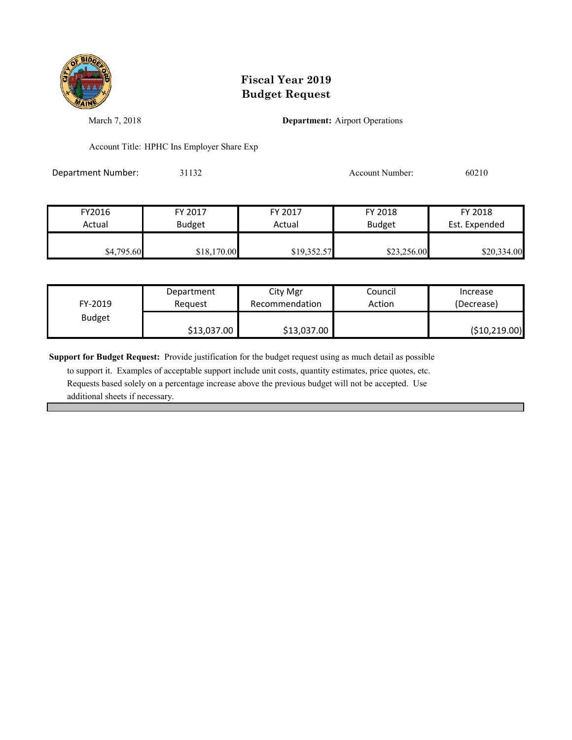# Fiscal Year 2019
# Budget Request

March 7, 2018

**Department:** Airport Operations

Account Title: HPHC Ins Employer Share Exp

Department Number: 31132

Account Number: 60210

| FY2016 Actual | FY 2017 Budget | FY 2017 Actual | FY 2018 Budget | FY 2018 Est. Expended |
|---|---|---|---|---|
| $4,795.60 | $18,170.00 | $19,352.57 | $23,256.00 | $20,334.00 |

| FY-2019 Budget | Department Request | City Mgr Recommendation | Council Action | Increase (Decrease) |
|---|---|---|---|---|
| | $13,037.00 | $13,037.00 | | ($10,219.00) |

**Support for Budget Request:** Provide justification for the budget request using as much detail as possible to support it. Examples of acceptable support include unit costs, quantity estimates, price quotes, etc. Requests based solely on a percentage increase above the previous budget will not be accepted. Use additional sheets if necessary.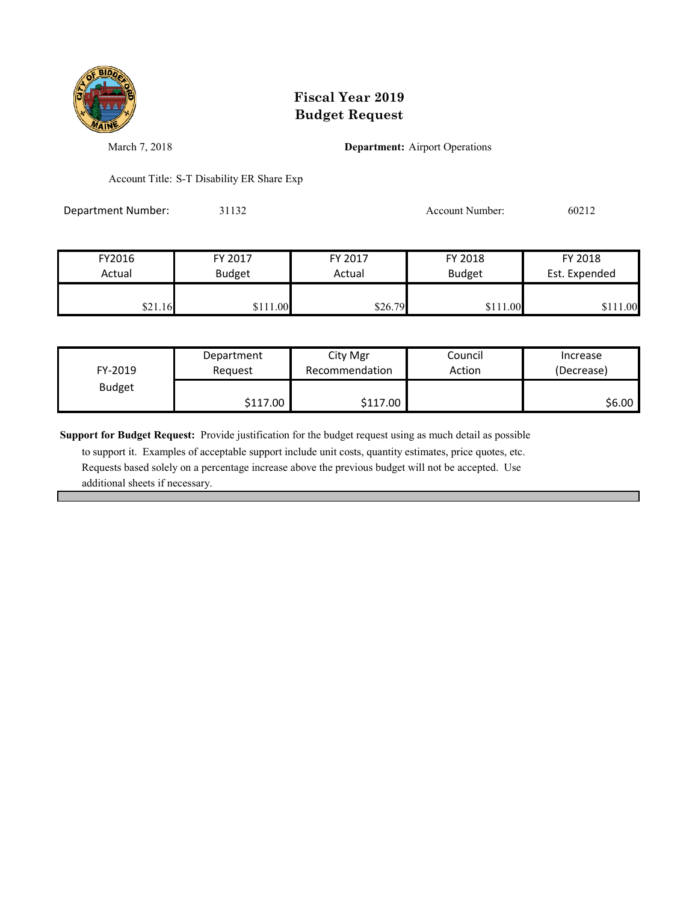# Fiscal Year 2019
# Budget Request

March 7, 2018

**Department:** Airport Operations

Account Title: S-T Disability ER Share Exp

Department Number: 31132

Account Number: 60212

| FY2016 Actual | FY 2017 Budget | FY 2017 Actual | FY 2018 Budget | FY 2018 Est. Expended |
|---|---|---|---|---|
| $21.16 | $111.00 | $26.79 | $111.00 | $111.00 |

| FY-2019 Budget | Department Request | City Mgr Recommendation | Council Action | Increase (Decrease) |
|---|---|---|---|---|
| | $117.00 | $117.00 | | $6.00 |

**Support for Budget Request:** Provide justification for the budget request using as much detail as possible to support it. Examples of acceptable support include unit costs, quantity estimates, price quotes, etc. Requests based solely on a percentage increase above the previous budget will not be accepted. Use additional sheets if necessary.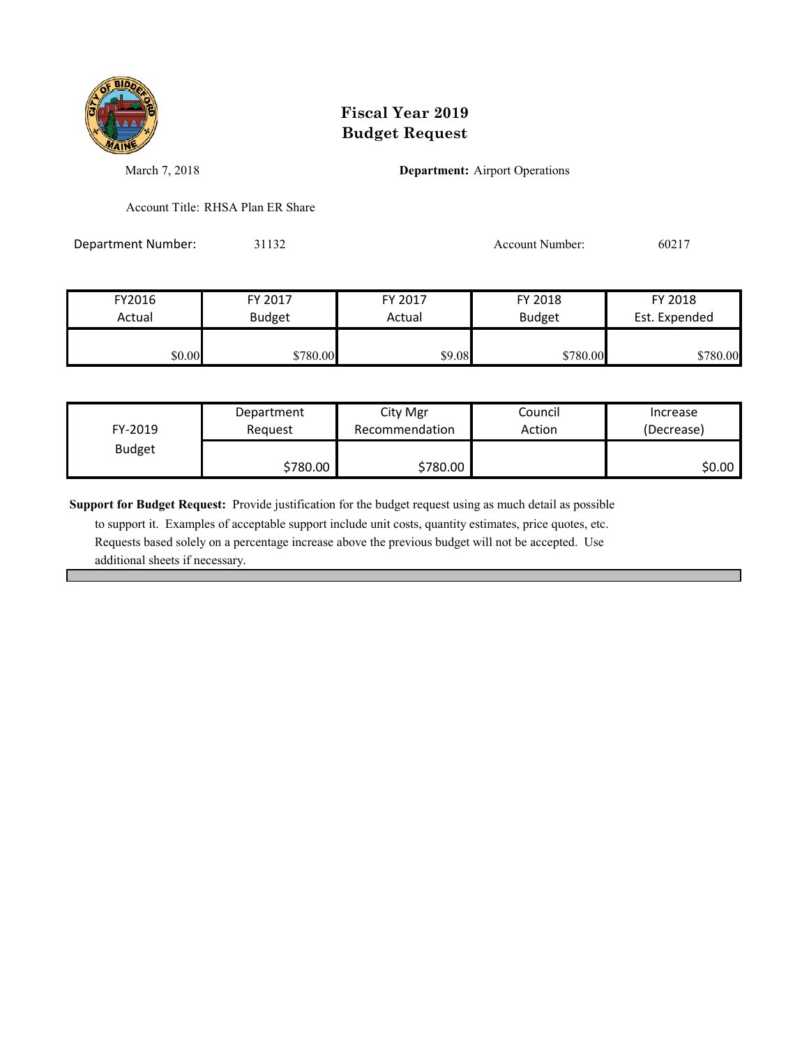# Fiscal Year 2019
# Budget Request

March 7, 2018

**Department:** Airport Operations

Account Title: RHSA Plan ER Share

Department Number: 31132

Account Number: 60217

| FY2016 Actual | FY 2017 Budget | FY 2017 Actual | FY 2018 Budget | FY 2018 Est. Expended |
|---|---|---|---|---|
| $0.00 | $780.00 | $9.08 | $780.00 | $780.00 |

| FY-2019 Budget | Department Request | City Mgr Recommendation | Council Action | Increase (Decrease) |
|---|---|---|---|---|
| | $780.00 | $780.00 | | $0.00 |

**Support for Budget Request:** Provide justification for the budget request using as much detail as possible to support it. Examples of acceptable support include unit costs, quantity estimates, price quotes, etc. Requests based solely on a percentage increase above the previous budget will not be accepted. Use additional sheets if necessary.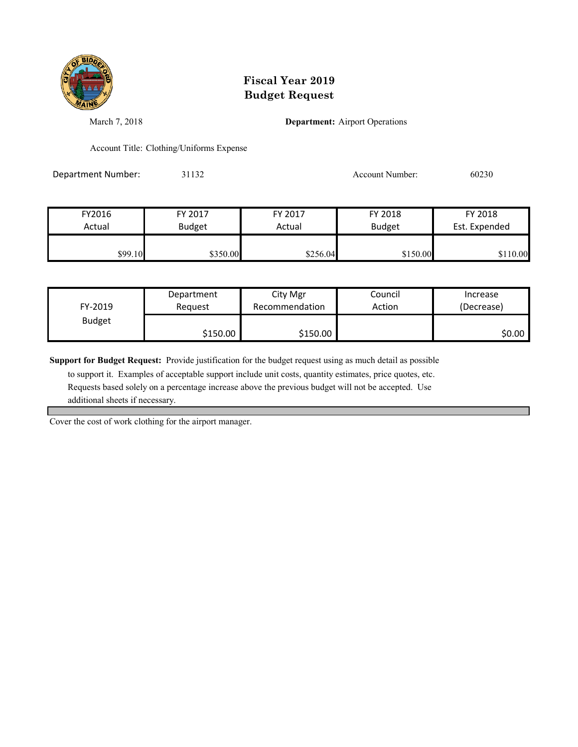# Fiscal Year 2019
# Budget Request

March 7, 2018

**Department:** Airport Operations

Account Title: Clothing/Uniforms Expense

Department Number: 31132

Account Number: 60230

| FY2016 Actual | FY 2017 Budget | FY 2017 Actual | FY 2018 Budget | FY 2018 Est. Expended |
|---|---|---|---|---|
| $99.10 | $350.00 | $256.04 | $150.00 | $110.00 |

| FY-2019 Budget | Department Request | City Mgr Recommendation | Council Action | Increase (Decrease) |
|---|---|---|---|---|
| | $150.00 | $150.00 | | $0.00 |

**Support for Budget Request:** Provide justification for the budget request using as much detail as possible to support it. Examples of acceptable support include unit costs, quantity estimates, price quotes, etc. Requests based solely on a percentage increase above the previous budget will not be accepted. Use additional sheets if necessary.

Cover the cost of work clothing for the airport manager.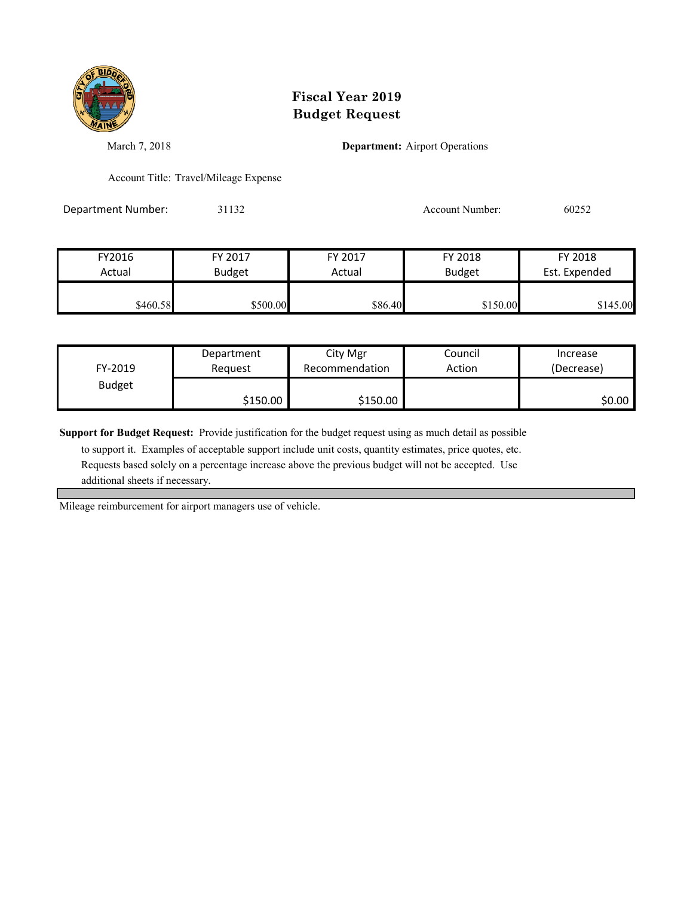# Fiscal Year 2019
# Budget Request

March 7, 2018

**Department:** Airport Operations

Account Title: Travel/Mileage Expense

Department Number: 31132

Account Number: 60252

| FY2016 Actual | FY 2017 Budget | FY 2017 Actual | FY 2018 Budget | FY 2018 Est. Expended |
|---|---|---|---|---|
| $460.58 | $500.00 | $86.40 | $150.00 | $145.00 |

| FY-2019 Budget | Department Request | City Mgr Recommendation | Council Action | Increase (Decrease) |
|---|---|---|---|---|
| | $150.00 | $150.00 | | $0.00 |

**Support for Budget Request:** Provide justification for the budget request using as much detail as possible to support it. Examples of acceptable support include unit costs, quantity estimates, price quotes, etc. Requests based solely on a percentage increase above the previous budget will not be accepted. Use additional sheets if necessary.

Mileage reimbursement for airport managers use of vehicle.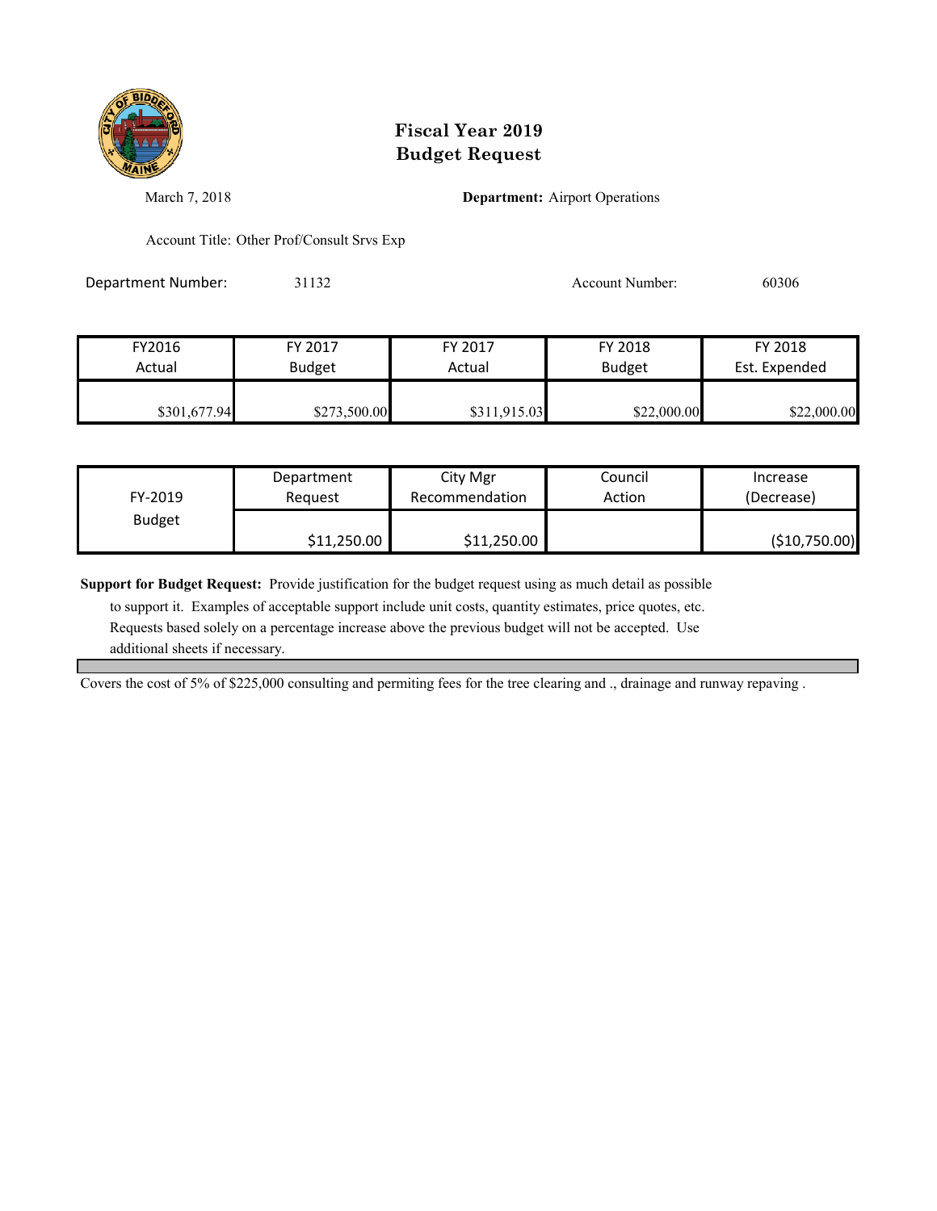# Fiscal Year 2019
# Budget Request

March 7, 2018

**Department:** Airport Operations

Account Title: Other Prof/Consult Srvs Exp

Department Number: 31132

Account Number: 60306

| FY2016 Actual | FY 2017 Budget | FY 2017 Actual | FY 2018 Budget | FY 2018 Est. Expended |
|---|---|---|---|---|
| $301,677.94 | $273,500.00 | $311,915.03 | $22,000.00 | $22,000.00 |

| FY-2019 Budget | Department Request | City Mgr Recommendation | Council Action | Increase (Decrease) |
|---|---|---|---|---|
| | $11,250.00 | $11,250.00 | | ($10,750.00) |

**Support for Budget Request:** Provide justification for the budget request using as much detail as possible to support it. Examples of acceptable support include unit costs, quantity estimates, price quotes, etc. Requests based solely on a percentage increase above the previous budget will not be accepted. Use additional sheets if necessary.

Covers the cost of 5% of $225,000 consulting and permiting fees for the tree clearing and ., drainage and runway repaving .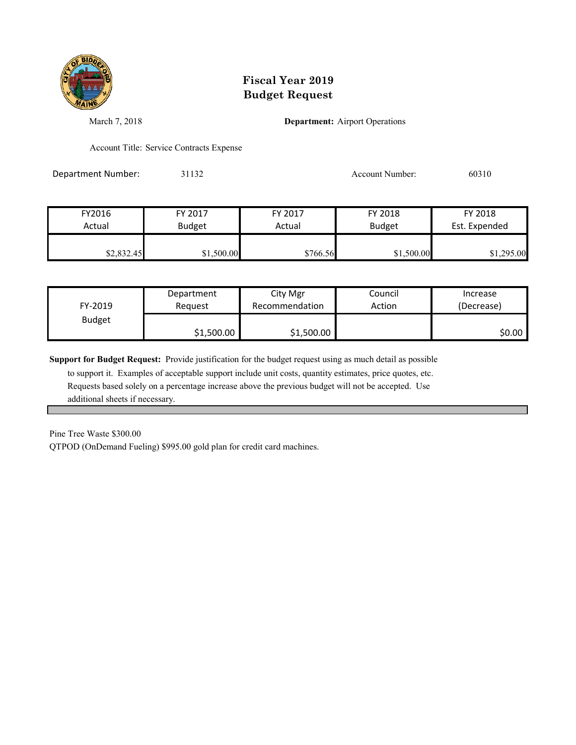# Fiscal Year 2019
# Budget Request

March 7, 2018

**Department:** Airport Operations

Account Title: Service Contracts Expense

Department Number: 31132

Account Number: 60310

| FY2016 Actual | FY 2017 Budget | FY 2017 Actual | FY 2018 Budget | FY 2018 Est. Expended |
|---|---|---|---|---|
| $2,832.45 | $1,500.00 | $766.56 | $1,500.00 | $1,295.00 |

| FY-2019 Budget | Department Request | City Mgr Recommendation | Council Action | Increase (Decrease) |
|---|---|---|---|---|
| | $1,500.00 | $1,500.00 | | $0.00 |

**Support for Budget Request:** Provide justification for the budget request using as much detail as possible to support it. Examples of acceptable support include unit costs, quantity estimates, price quotes, etc. Requests based solely on a percentage increase above the previous budget will not be accepted. Use additional sheets if necessary.

Pine Tree Waste $300.00

QTPOD (OnDemand Fueling) $995.00 gold plan for credit card machines.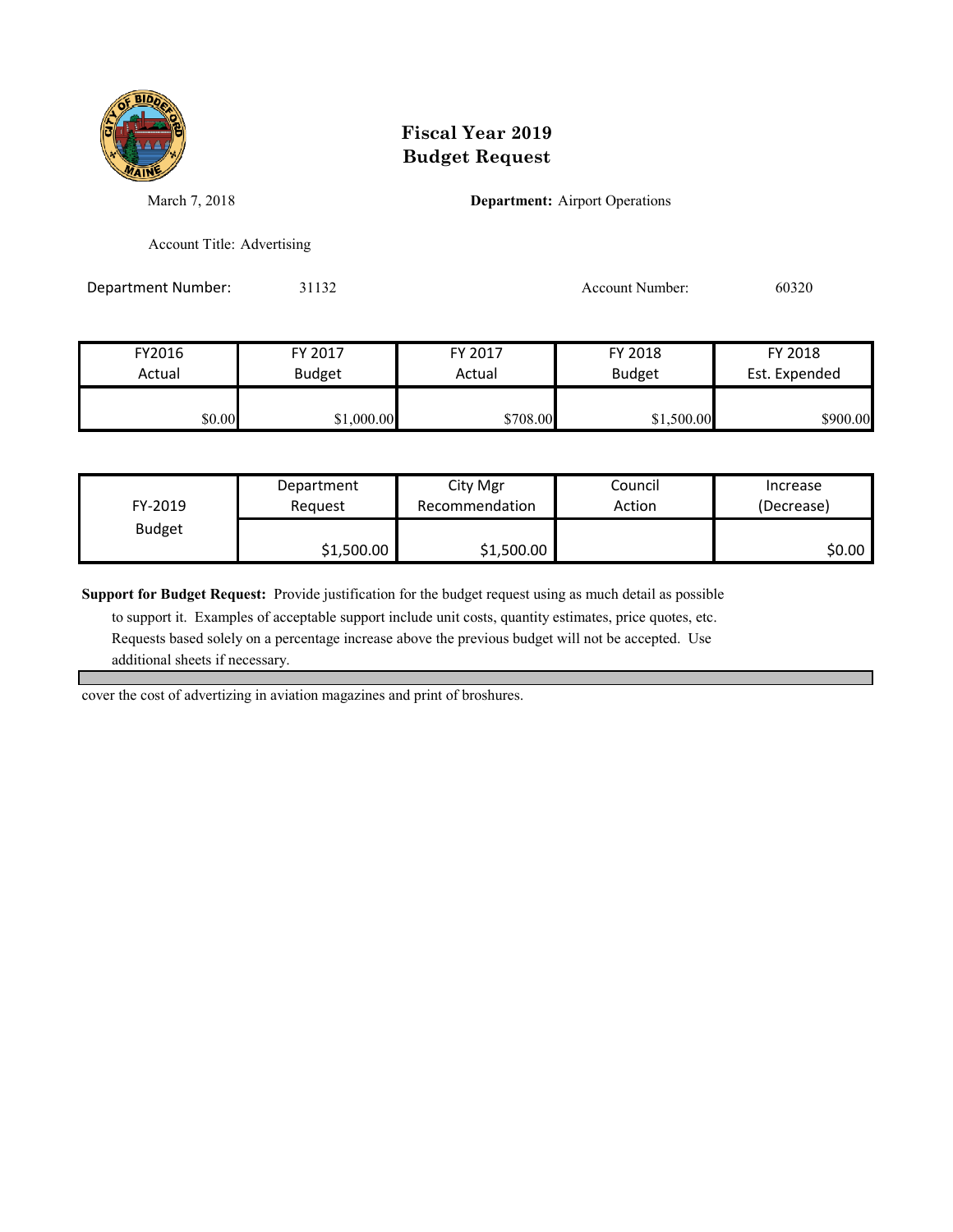# Fiscal Year 2019
# Budget Request

March 7, 2018

**Department:** Airport Operations

Account Title: Advertising

Department Number: 31132

Account Number: 60320

| FY2016 Actual | FY 2017 Budget | FY 2017 Actual | FY 2018 Budget | FY 2018 Est. Expended |
|---|---|---|---|---|
| $0.00 | $1,000.00 | $708.00 | $1,500.00 | $900.00 |

| FY-2019 Budget | Department Request | City Mgr Recommendation | Council Action | Increase (Decrease) |
|---|---|---|---|---|
| | $1,500.00 | $1,500.00 | | $0.00 |

**Support for Budget Request:** Provide justification for the budget request using as much detail as possible to support it. Examples of acceptable support include unit costs, quantity estimates, price quotes, etc. Requests based solely on a percentage increase above the previous budget will not be accepted. Use additional sheets if necessary.

cover the cost of advertizing in aviation magazines and print of broshures.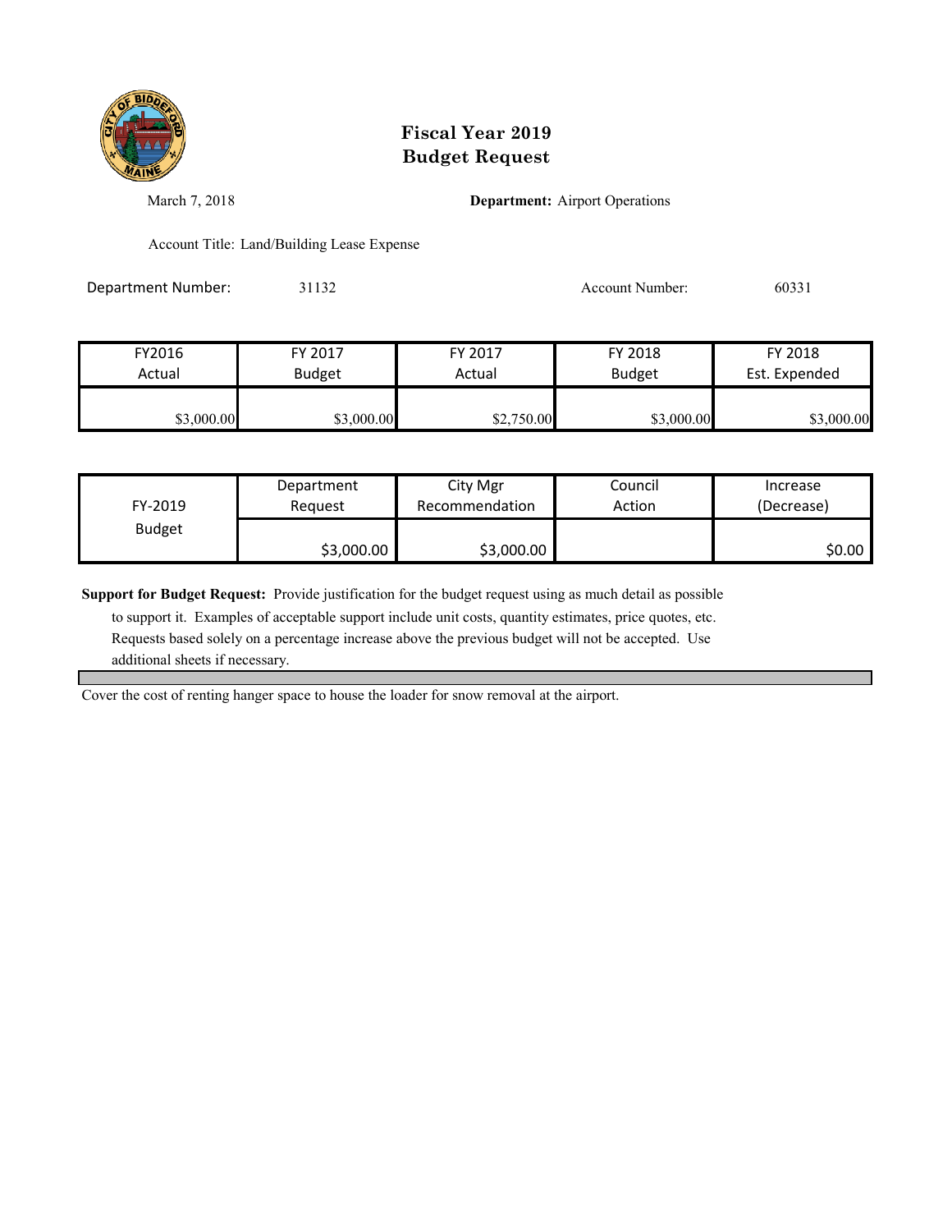# Fiscal Year 2019
# Budget Request

March 7, 2018

**Department:** Airport Operations

Account Title: Land/Building Lease Expense

Department Number: 31132

Account Number: 60331

| FY2016 Actual | FY 2017 Budget | FY 2017 Actual | FY 2018 Budget | FY 2018 Est. Expended |
|---|---|---|---|---|
| $3,000.00 | $3,000.00 | $2,750.00 | $3,000.00 | $3,000.00 |

| FY-2019 Budget | Department Request | City Mgr Recommendation | Council Action | Increase (Decrease) |
|---|---|---|---|---|
| | $3,000.00 | $3,000.00 | | $0.00 |

**Support for Budget Request:** Provide justification for the budget request using as much detail as possible to support it. Examples of acceptable support include unit costs, quantity estimates, price quotes, etc. Requests based solely on a percentage increase above the previous budget will not be accepted. Use additional sheets if necessary.

Cover the cost of renting hanger space to house the loader for snow removal at the airport.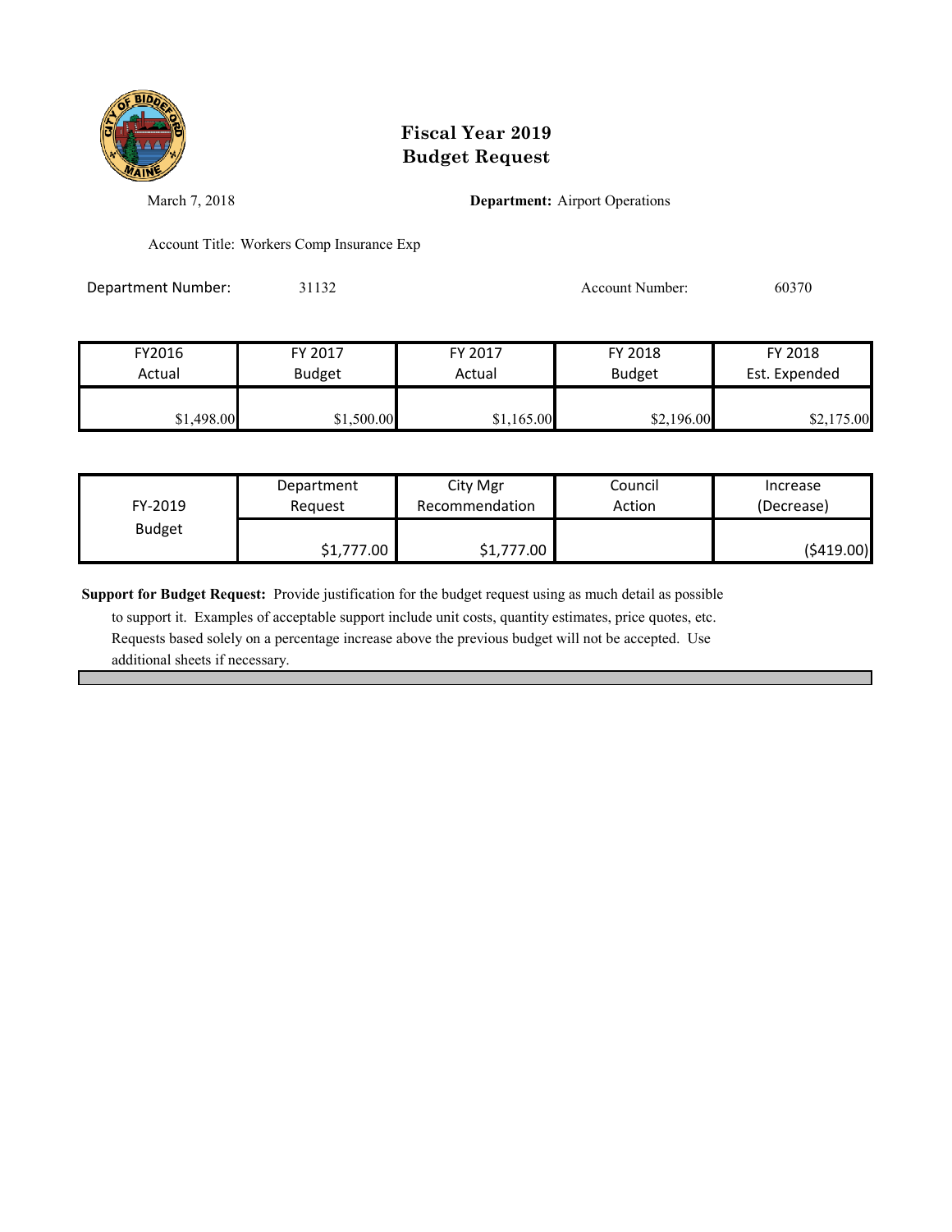# Fiscal Year 2019
# Budget Request

March 7, 2018

**Department:** Airport Operations

Account Title: Workers Comp Insurance Exp

Department Number: 31132

Account Number: 60370

| FY2016 Actual | FY 2017 Budget | FY 2017 Actual | FY 2018 Budget | FY 2018 Est. Expended |
|---|---|---|---|---|
| $1,498.00 | $1,500.00 | $1,165.00 | $2,196.00 | $2,175.00 |

| FY-2019 Budget | Department Request | City Mgr Recommendation | Council Action | Increase (Decrease) |
|---|---|---|---|---|
| | $1,777.00 | $1,777.00 | | ($419.00) |

**Support for Budget Request:** Provide justification for the budget request using as much detail as possible to support it. Examples of acceptable support include unit costs, quantity estimates, price quotes, etc. Requests based solely on a percentage increase above the previous budget will not be accepted. Use additional sheets if necessary.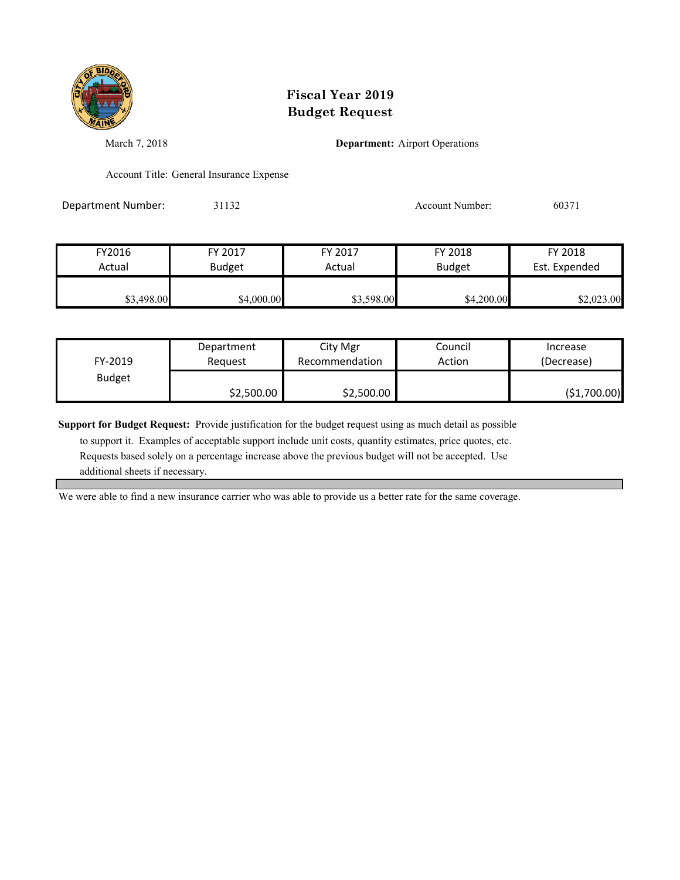# Fiscal Year 2019
# Budget Request

March 7, 2018

**Department:** Airport Operations

Account Title: General Insurance Expense

Department Number: 31132

Account Number: 60371

| FY2016 Actual | FY 2017 Budget | FY 2017 Actual | FY 2018 Budget | FY 2018 Est. Expended |
|---|---|---|---|---|
| $3,498.00 | $4,000.00 | $3,598.00 | $4,200.00 | $2,023.00 |

| FY-2019 Budget | Department Request | City Mgr Recommendation | Council Action | Increase (Decrease) |
|---|---|---|---|---|
| | $2,500.00 | $2,500.00 | | ($1,700.00) |

**Support for Budget Request:** Provide justification for the budget request using as much detail as possible to support it. Examples of acceptable support include unit costs, quantity estimates, price quotes, etc. Requests based solely on a percentage increase above the previous budget will not be accepted. Use additional sheets if necessary.

We were able to find a new insurance carrier who was able to provide us a better rate for the same coverage.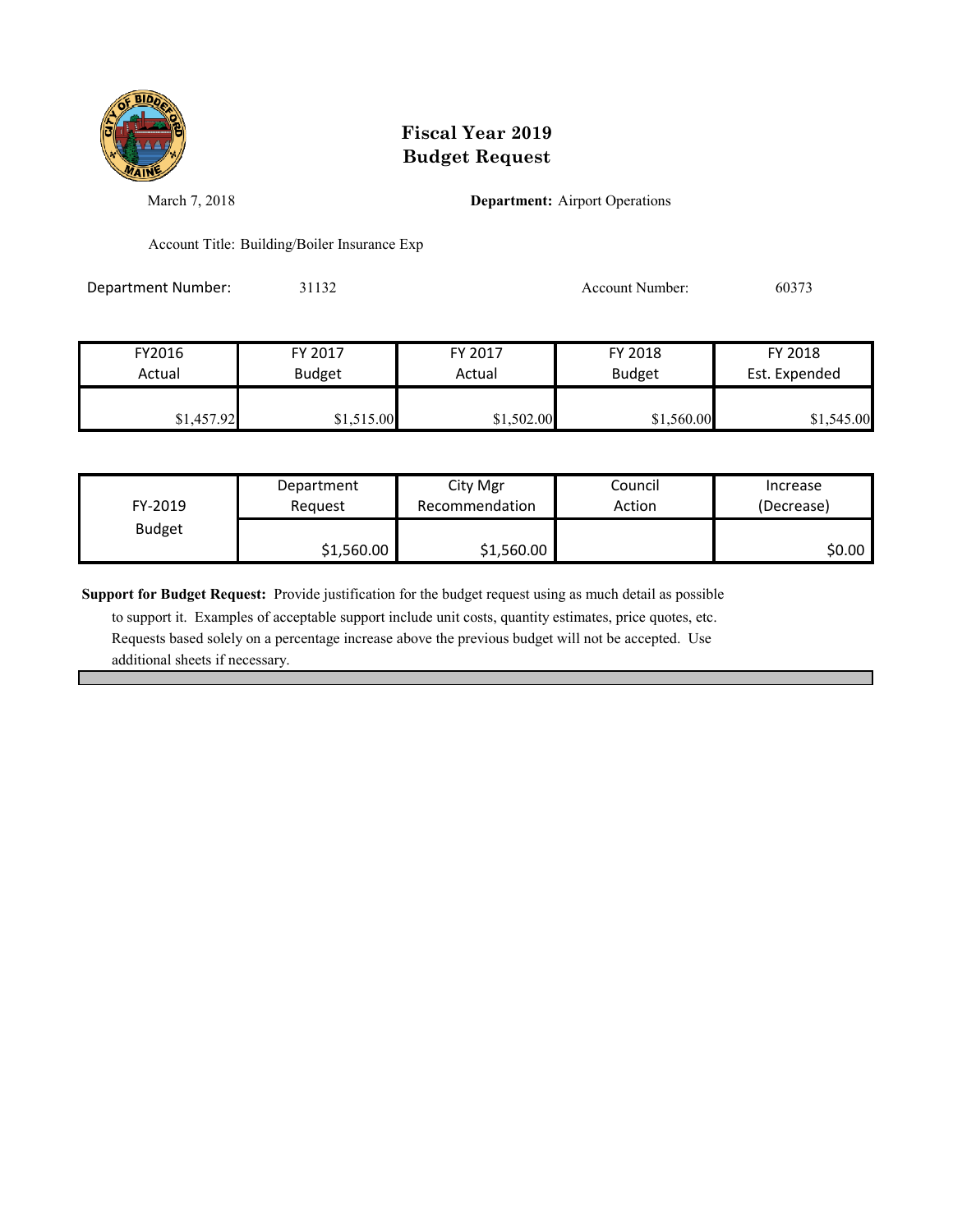# Fiscal Year 2019
# Budget Request

March 7, 2018

**Department:** Airport Operations

Account Title: Building/Boiler Insurance Exp

Department Number: 31132

Account Number: 60373

| FY2016 Actual | FY 2017 Budget | FY 2017 Actual | FY 2018 Budget | FY 2018 Est. Expended |
|---|---|---|---|---|
| $1,457.92 | $1,515.00 | $1,502.00 | $1,560.00 | $1,545.00 |

| FY-2019 Budget | Department Request | City Mgr Recommendation | Council Action | Increase (Decrease) |
|---|---|---|---|---|
| | $1,560.00 | $1,560.00 | | $0.00 |

**Support for Budget Request:** Provide justification for the budget request using as much detail as possible to support it. Examples of acceptable support include unit costs, quantity estimates, price quotes, etc. Requests based solely on a percentage increase above the previous budget will not be accepted. Use additional sheets if necessary.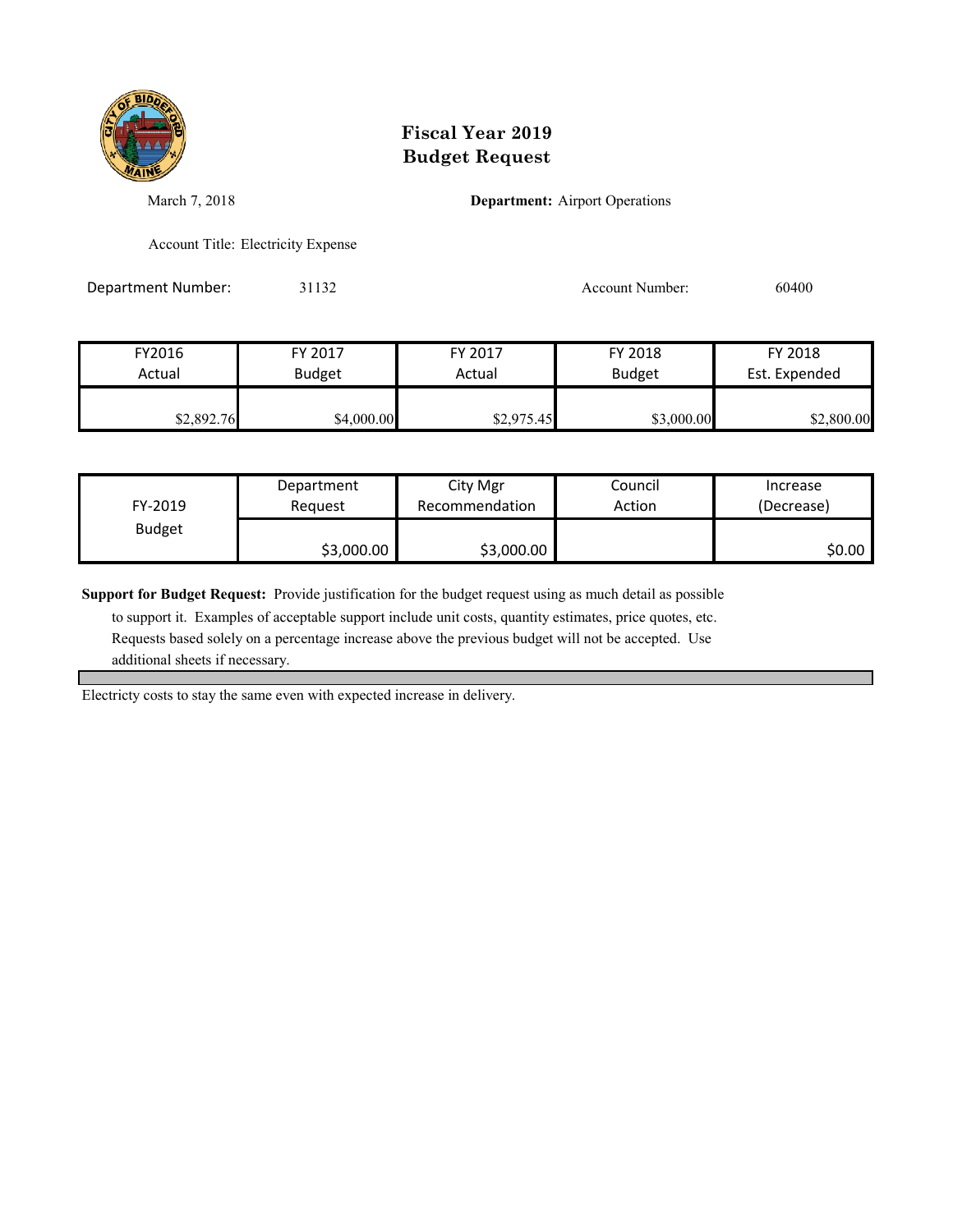# Fiscal Year 2019
# Budget Request

March 7, 2018

**Department:** Airport Operations

Account Title: Electricity Expense

Department Number: 31132

Account Number: 60400

| FY2016 Actual | FY 2017 Budget | FY 2017 Actual | FY 2018 Budget | FY 2018 Est. Expended |
|---|---|---|---|---|
| $2,892.76 | $4,000.00 | $2,975.45 | $3,000.00 | $2,800.00 |

| FY-2019 Budget | Department Request | City Mgr Recommendation | Council Action | Increase (Decrease) |
|---|---|---|---|---|
| | $3,000.00 | $3,000.00 | | $0.00 |

**Support for Budget Request:** Provide justification for the budget request using as much detail as possible to support it. Examples of acceptable support include unit costs, quantity estimates, price quotes, etc. Requests based solely on a percentage increase above the previous budget will not be accepted. Use additional sheets if necessary.

Electricty costs to stay the same even with expected increase in delivery.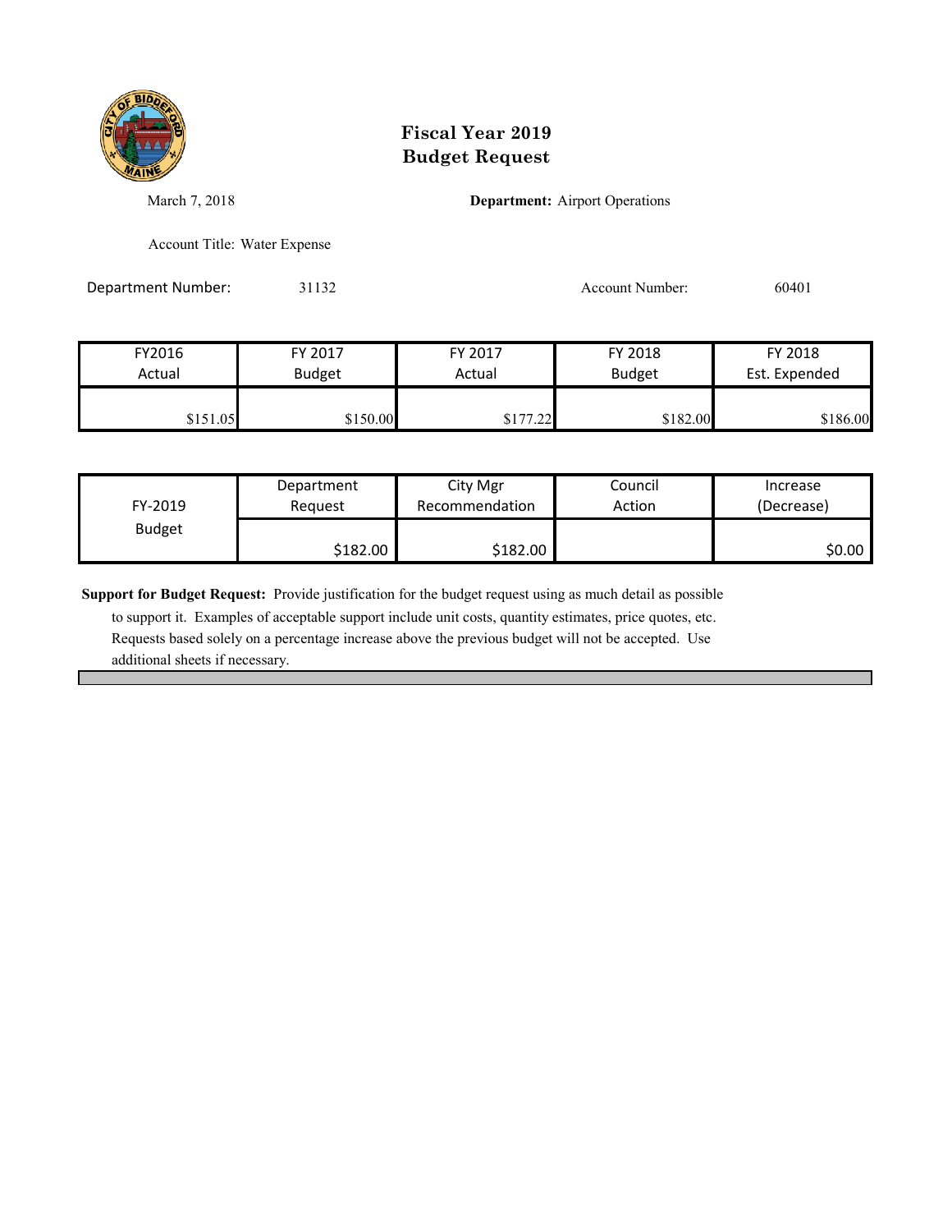# Fiscal Year 2019
# Budget Request

March 7, 2018

**Department:** Airport Operations

Account Title: Water Expense

Department Number: 31132

Account Number: 60401

| FY2016 Actual | FY 2017 Budget | FY 2017 Actual | FY 2018 Budget | FY 2018 Est. Expended |
|---|---|---|---|---|
| $151.05 | $150.00 | $177.22 | $182.00 | $186.00 |

| FY-2019 Budget | Department Request | City Mgr Recommendation | Council Action | Increase (Decrease) |
|---|---|---|---|---|
| | $182.00 | $182.00 | | $0.00 |

**Support for Budget Request:** Provide justification for the budget request using as much detail as possible to support it. Examples of acceptable support include unit costs, quantity estimates, price quotes, etc. Requests based solely on a percentage increase above the previous budget will not be accepted. Use additional sheets if necessary.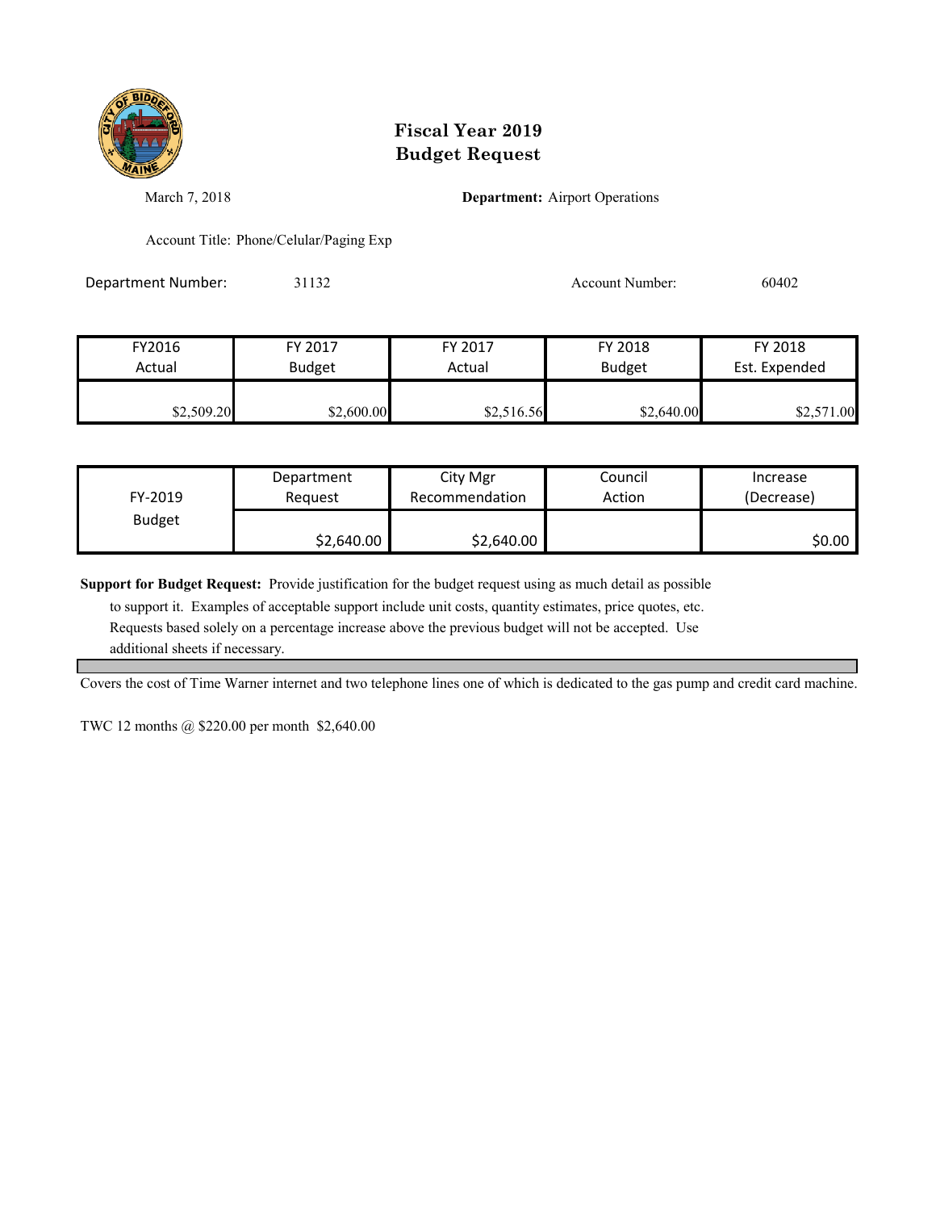# Fiscal Year 2019
# Budget Request

March 7, 2018

**Department:** Airport Operations

Account Title: Phone/Celular/Paging Exp

Department Number: 31132

Account Number: 60402

| FY2016 Actual | FY 2017 Budget | FY 2017 Actual | FY 2018 Budget | FY 2018 Est. Expended |
|---|---|---|---|---|
| $2,509.20 | $2,600.00 | $2,516.56 | $2,640.00 | $2,571.00 |

| FY-2019 Budget | Department Request | City Mgr Recommendation | Council Action | Increase (Decrease) |
|---|---|---|---|---|
| | $2,640.00 | $2,640.00 | | $0.00 |

**Support for Budget Request:** Provide justification for the budget request using as much detail as possible to support it. Examples of acceptable support include unit costs, quantity estimates, price quotes, etc. Requests based solely on a percentage increase above the previous budget will not be accepted. Use additional sheets if necessary.

Covers the cost of Time Warner internet and two telephone lines one of which is dedicated to the gas pump and credit card machine.

TWC 12 months @ $220.00 per month $2,640.00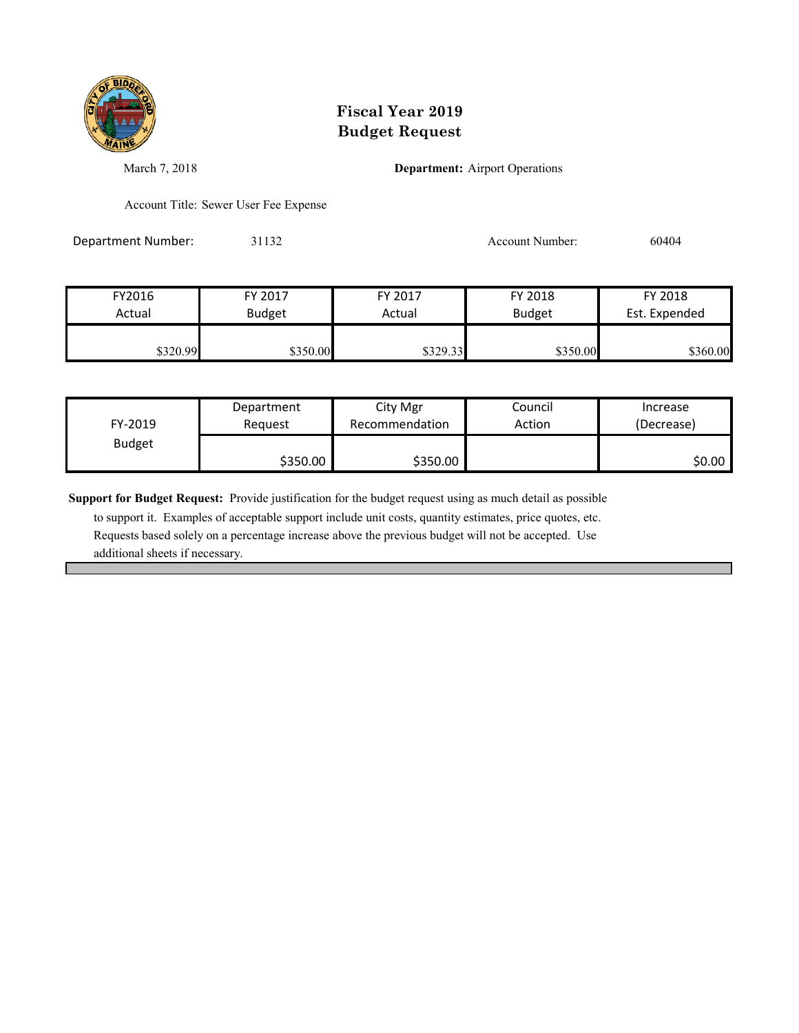# Fiscal Year 2019
# Budget Request

March 7, 2018

**Department:** Airport Operations

Account Title: Sewer User Fee Expense

Department Number: 31132

Account Number: 60404

| FY2016 Actual | FY 2017 Budget | FY 2017 Actual | FY 2018 Budget | FY 2018 Est. Expended |
|---|---|---|---|---|
| $320.99 | $350.00 | $329.33 | $350.00 | $360.00 |

| FY-2019 Budget | Department Request | City Mgr Recommendation | Council Action | Increase (Decrease) |
|---|---|---|---|---|
| | $350.00 | $350.00 | | $0.00 |

**Support for Budget Request:** Provide justification for the budget request using as much detail as possible to support it. Examples of acceptable support include unit costs, quantity estimates, price quotes, etc. Requests based solely on a percentage increase above the previous budget will not be accepted. Use additional sheets if necessary.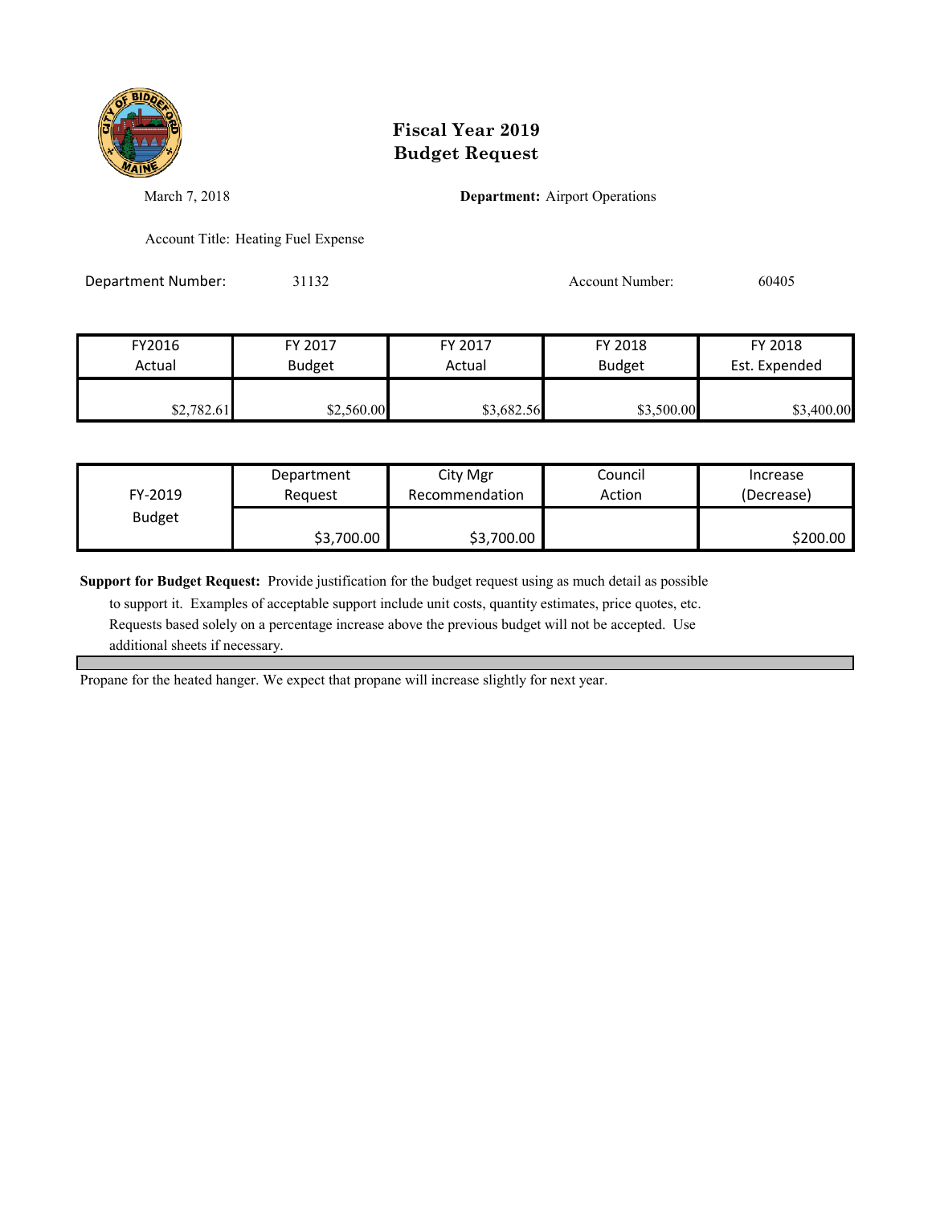# Fiscal Year 2019
# Budget Request

March 7, 2018

**Department:** Airport Operations

Account Title: Heating Fuel Expense

Department Number: 31132

Account Number: 60405

| FY2016 Actual | FY 2017 Budget | FY 2017 Actual | FY 2018 Budget | FY 2018 Est. Expended |
|---|---|---|---|---|
| $2,782.61 | $2,560.00 | $3,682.56 | $3,500.00 | $3,400.00 |

| FY-2019 Budget | Department Request | City Mgr Recommendation | Council Action | Increase (Decrease) |
|---|---|---|---|---|
| | $3,700.00 | $3,700.00 | | $200.00 |

**Support for Budget Request:** Provide justification for the budget request using as much detail as possible to support it. Examples of acceptable support include unit costs, quantity estimates, price quotes, etc. Requests based solely on a percentage increase above the previous budget will not be accepted. Use additional sheets if necessary.

Propane for the heated hanger. We expect that propane will increase slightly for next year.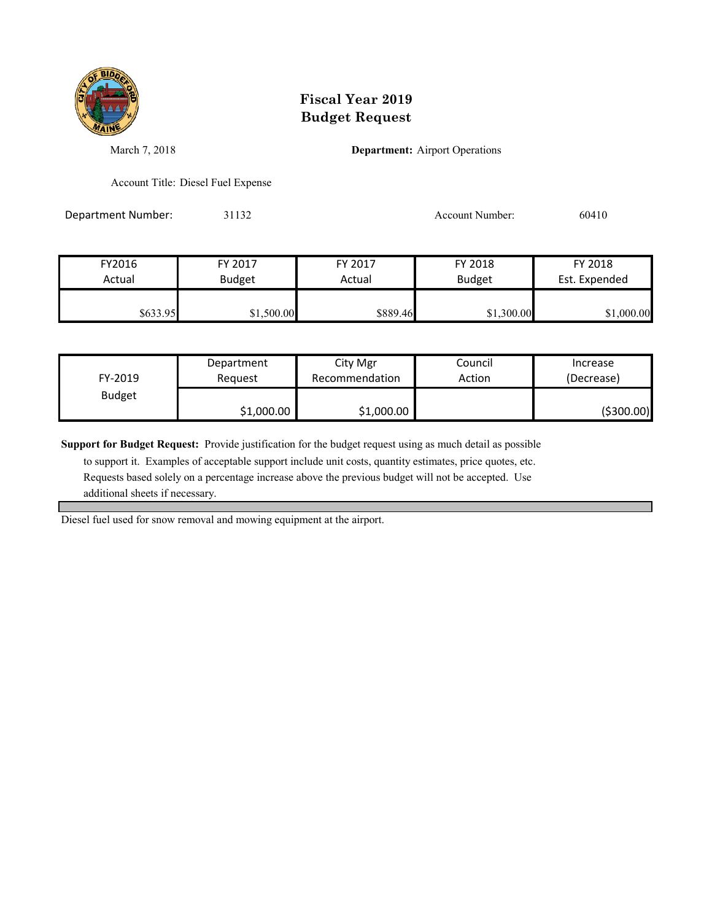# Fiscal Year 2019
# Budget Request

March 7, 2018

**Department:** Airport Operations

Account Title: Diesel Fuel Expense

Department Number: 31132

Account Number: 60410

| FY2016 Actual | FY 2017 Budget | FY 2017 Actual | FY 2018 Budget | FY 2018 Est. Expended |
|---|---|---|---|---|
| $633.95 | $1,500.00 | $889.46 | $1,300.00 | $1,000.00 |

| FY-2019 Budget | Department Request | City Mgr Recommendation | Council Action | Increase (Decrease) |
|---|---|---|---|---|
| | $1,000.00 | $1,000.00 | | ($300.00) |

**Support for Budget Request:** Provide justification for the budget request using as much detail as possible to support it. Examples of acceptable support include unit costs, quantity estimates, price quotes, etc. Requests based solely on a percentage increase above the previous budget will not be accepted. Use additional sheets if necessary.

Diesel fuel used for snow removal and mowing equipment at the airport.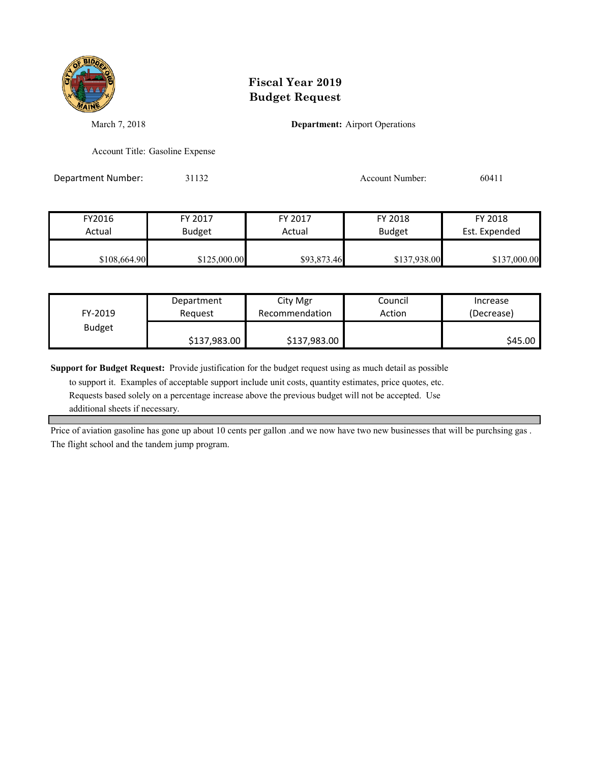# Fiscal Year 2019
# Budget Request

March 7, 2018

**Department:** Airport Operations

Account Title: Gasoline Expense

Department Number: 31132

Account Number: 60411

| FY2016 Actual | FY 2017 Budget | FY 2017 Actual | FY 2018 Budget | FY 2018 Est. Expended |
|---|---|---|---|---|
| $108,664.90 | $125,000.00 | $93,873.46 | $137,938.00 | $137,000.00 |

| FY-2019 Budget | Department Request | City Mgr Recommendation | Council Action | Increase (Decrease) |
|---|---|---|---|---|
| | $137,983.00 | $137,983.00 | | $45.00 |

**Support for Budget Request:** Provide justification for the budget request using as much detail as possible to support it. Examples of acceptable support include unit costs, quantity estimates, price quotes, etc. Requests based solely on a percentage increase above the previous budget will not be accepted. Use additional sheets if necessary.

Price of aviation gasoline has gone up about 10 cents per gallon .and we now have two new businesses that will be purchsing gas . The flight school and the tandem jump program.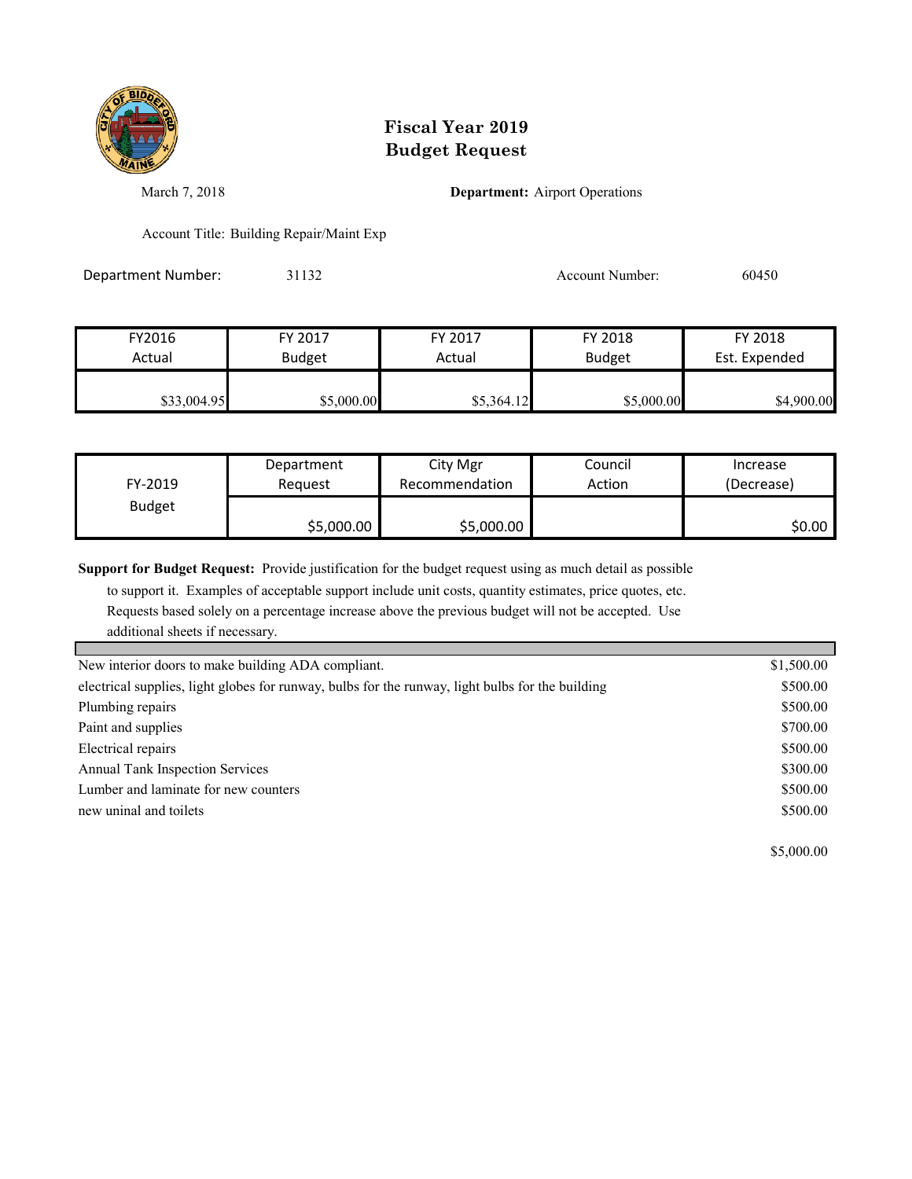# Fiscal Year 2019
# Budget Request

March 7, 2018

**Department:** Airport Operations

Account Title: Building Repair/Maint Exp

Department Number: 31132

Account Number: 60450

| FY2016 Actual | FY 2017 Budget | FY 2017 Actual | FY 2018 Budget | FY 2018 Est. Expended |
|---|---|---|---|---|
| $33,004.95 | $5,000.00 | $5,364.12 | $5,000.00 | $4,900.00 |

| FY-2019 Budget | Department Request | City Mgr Recommendation | Council Action | Increase (Decrease) |
|---|---|---|---|---|
| | $5,000.00 | $5,000.00 | | $0.00 |

**Support for Budget Request:** Provide justification for the budget request using as much detail as possible to support it. Examples of acceptable support include unit costs, quantity estimates, price quotes, etc. Requests based solely on a percentage increase above the previous budget will not be accepted. Use additional sheets if necessary.

| | |
|---|---|
| New interior doors to make building ADA compliant. | $1,500.00 |
| electrical supplies, light globes for runway, bulbs for the runway, light bulbs for the building | $500.00 |
| Plumbing repairs | $500.00 |
| Paint and supplies | $700.00 |
| Electrical repairs | $500.00 |
| Annual Tank Inspection Services | $300.00 |
| Lumber and laminate for new counters | $500.00 |
| new uninal and toilets | $500.00 |
| | $5,000.00 |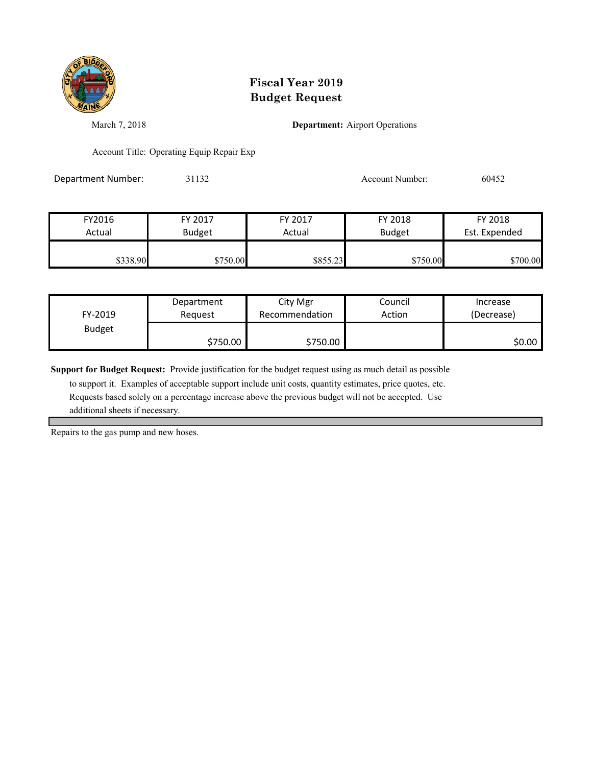# Fiscal Year 2019
# Budget Request

March 7, 2018

**Department:** Airport Operations

Account Title: Operating Equip Repair Exp

Department Number: 31132

Account Number: 60452

| FY2016 Actual | FY 2017 Budget | FY 2017 Actual | FY 2018 Budget | FY 2018 Est. Expended |
|---|---|---|---|---|
| $338.90 | $750.00 | $855.23 | $750.00 | $700.00 |

| FY-2019 Budget | Department Request | City Mgr Recommendation | Council Action | Increase (Decrease) |
|---|---|---|---|---|
| | $750.00 | $750.00 | | $0.00 |

**Support for Budget Request:** Provide justification for the budget request using as much detail as possible to support it. Examples of acceptable support include unit costs, quantity estimates, price quotes, etc. Requests based solely on a percentage increase above the previous budget will not be accepted. Use additional sheets if necessary.

Repairs to the gas pump and new hoses.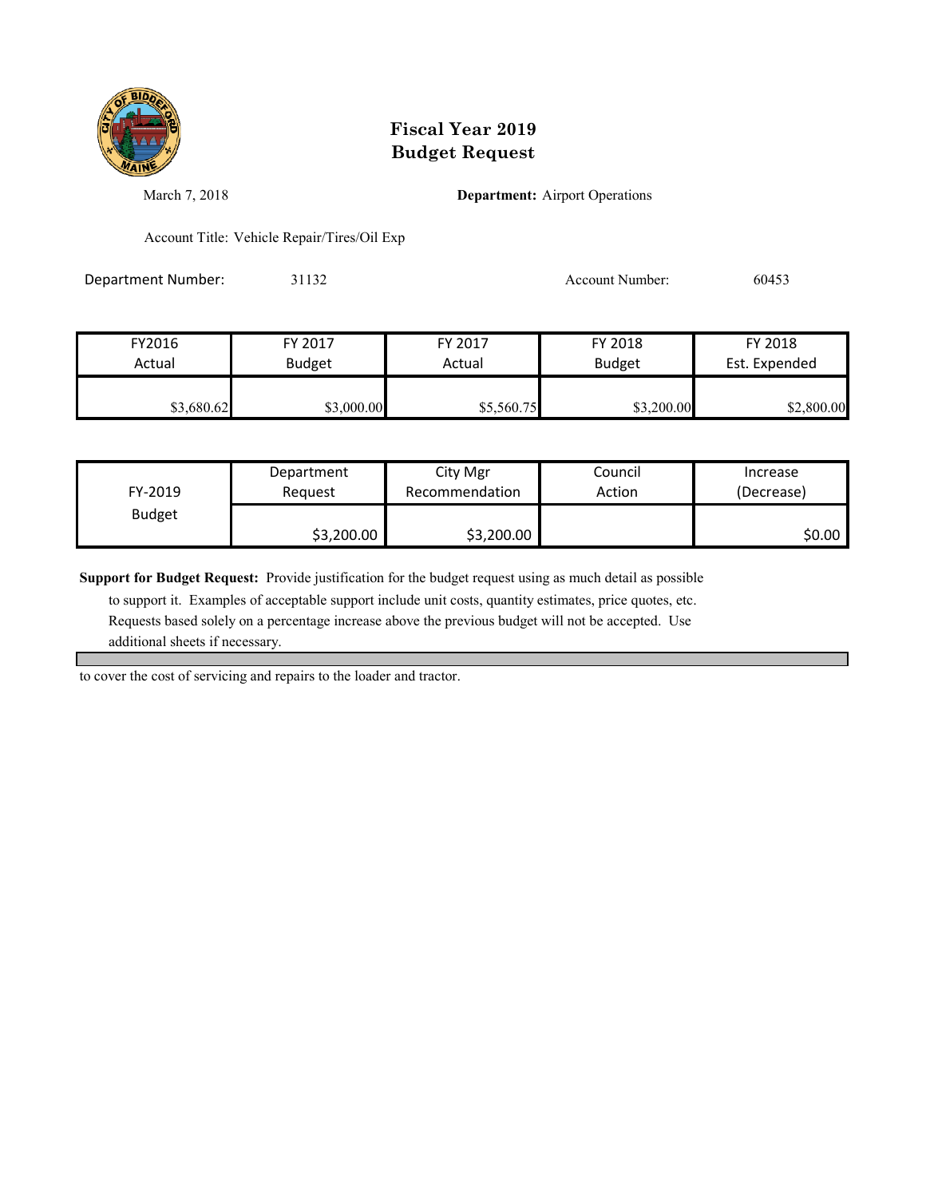# Fiscal Year 2019
# Budget Request

March 7, 2018

**Department:** Airport Operations

Account Title: Vehicle Repair/Tires/Oil Exp

Department Number: 31132

Account Number: 60453

| FY2016 Actual | FY 2017 Budget | FY 2017 Actual | FY 2018 Budget | FY 2018 Est. Expended |
|---|---|---|---|---|
| $3,680.62 | $3,000.00 | $5,560.75 | $3,200.00 | $2,800.00 |

| FY-2019 Budget | Department Request | City Mgr Recommendation | Council Action | Increase (Decrease) |
|---|---|---|---|---|
| | $3,200.00 | $3,200.00 | | $0.00 |

**Support for Budget Request:** Provide justification for the budget request using as much detail as possible to support it. Examples of acceptable support include unit costs, quantity estimates, price quotes, etc. Requests based solely on a percentage increase above the previous budget will not be accepted. Use additional sheets if necessary.

to cover the cost of servicing and repairs to the loader and tractor.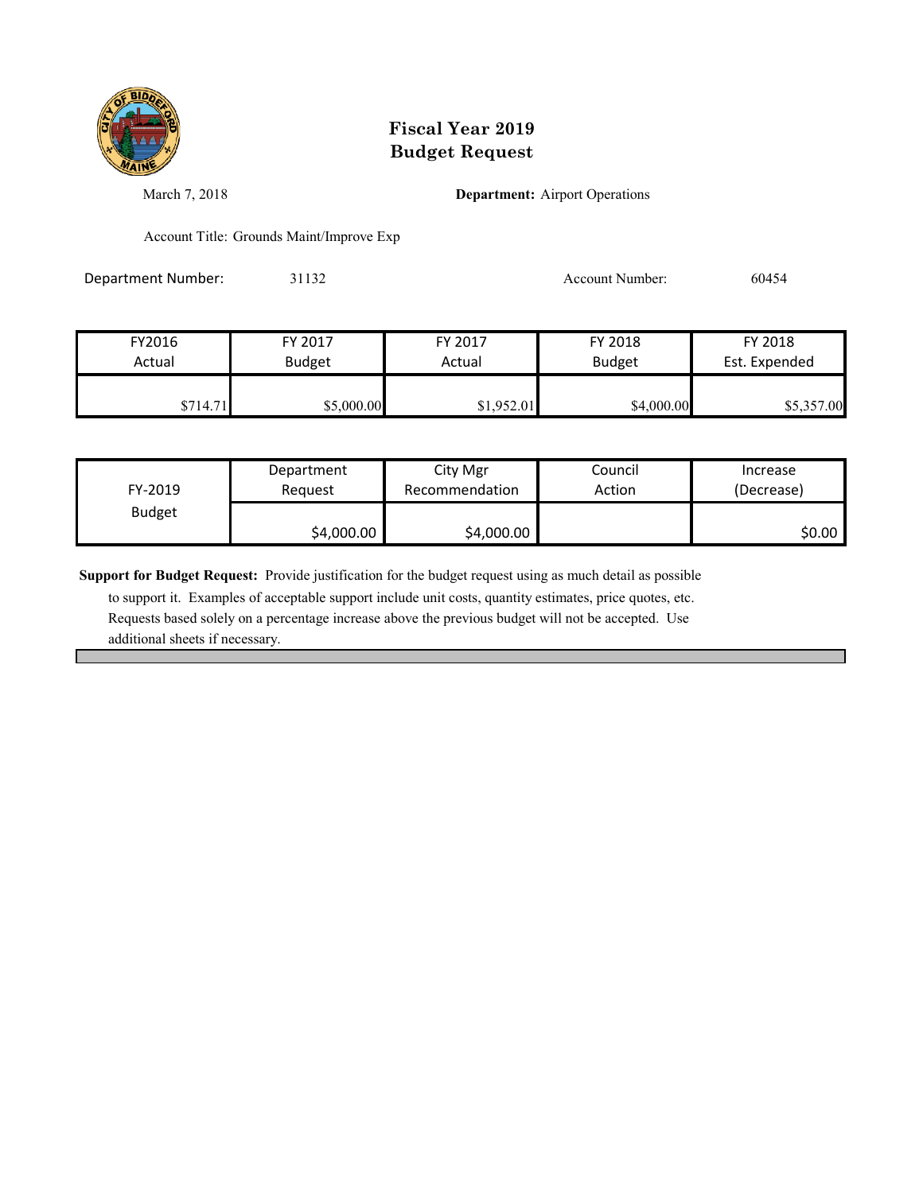# Fiscal Year 2019
# Budget Request

March 7, 2018

**Department:** Airport Operations

Account Title: Grounds Maint/Improve Exp

Department Number: 31132

Account Number: 60454

| FY2016 Actual | FY 2017 Budget | FY 2017 Actual | FY 2018 Budget | FY 2018 Est. Expended |
|---|---|---|---|---|
| $714.71 | $5,000.00 | $1,952.01 | $4,000.00 | $5,357.00 |

| FY-2019 Budget | Department Request | City Mgr Recommendation | Council Action | Increase (Decrease) |
|---|---|---|---|---|
| | $4,000.00 | $4,000.00 | | $0.00 |

**Support for Budget Request:** Provide justification for the budget request using as much detail as possible to support it. Examples of acceptable support include unit costs, quantity estimates, price quotes, etc. Requests based solely on a percentage increase above the previous budget will not be accepted. Use additional sheets if necessary.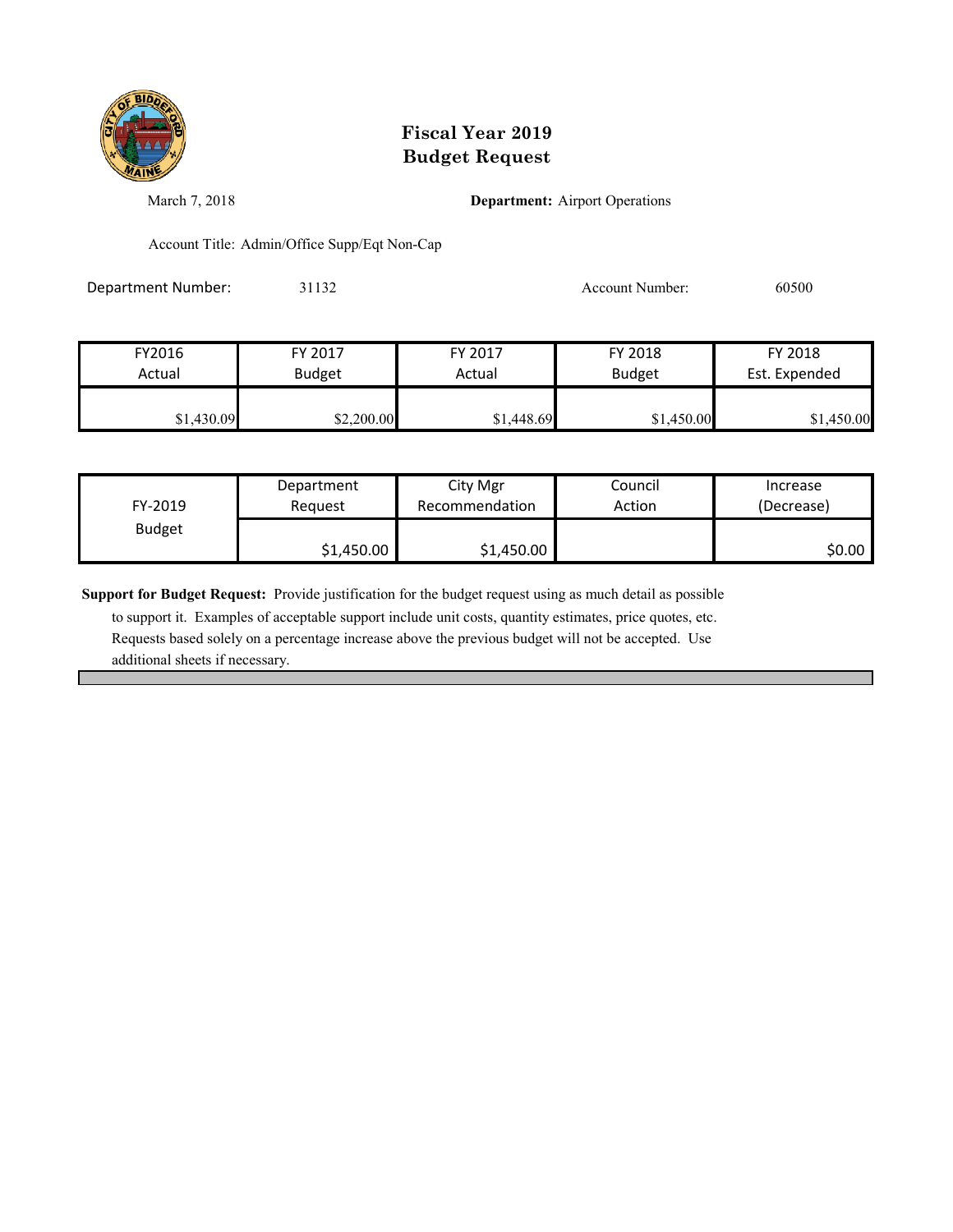# Fiscal Year 2019
# Budget Request

March 7, 2018

**Department:** Airport Operations

Account Title: Admin/Office Supp/Eqt Non-Cap

Department Number: 31132

Account Number: 60500

| FY2016 Actual | FY 2017 Budget | FY 2017 Actual | FY 2018 Budget | FY 2018 Est. Expended |
|---|---|---|---|---|
| $1,430.09 | $2,200.00 | $1,448.69 | $1,450.00 | $1,450.00 |

| FY-2019 Budget | Department Request | City Mgr Recommendation | Council Action | Increase (Decrease) |
|---|---|---|---|---|
| | $1,450.00 | $1,450.00 | | $0.00 |

**Support for Budget Request:** Provide justification for the budget request using as much detail as possible to support it. Examples of acceptable support include unit costs, quantity estimates, price quotes, etc. Requests based solely on a percentage increase above the previous budget will not be accepted. Use additional sheets if necessary.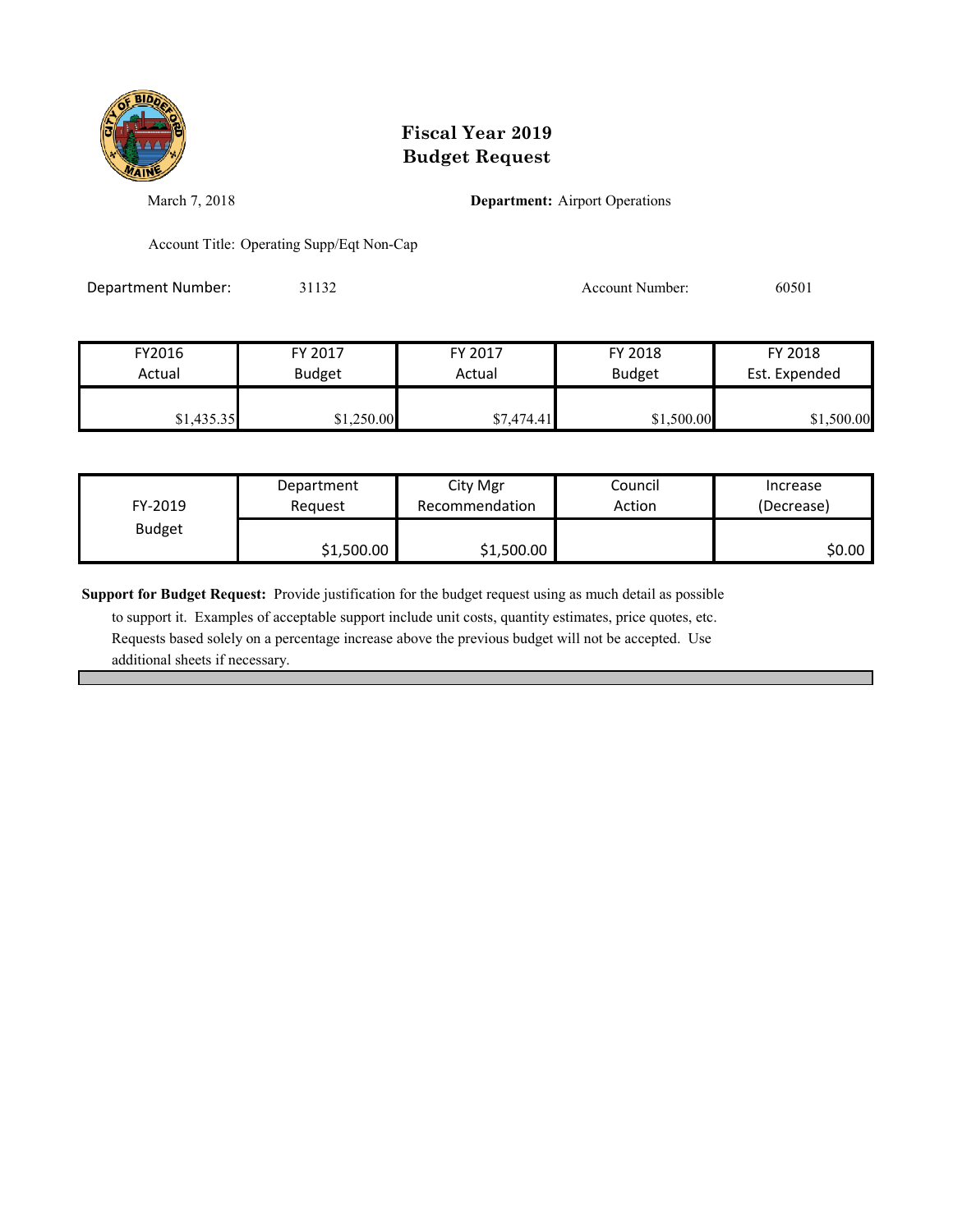# Fiscal Year 2019
# Budget Request

March 7, 2018

**Department:** Airport Operations

Account Title: Operating Supp/Eqt Non-Cap

Department Number: 31132

Account Number: 60501

| FY2016 Actual | FY 2017 Budget | FY 2017 Actual | FY 2018 Budget | FY 2018 Est. Expended |
|---|---|---|---|---|
| $1,435.35 | $1,250.00 | $7,474.41 | $1,500.00 | $1,500.00 |

| FY-2019 Budget | Department Request | City Mgr Recommendation | Council Action | Increase (Decrease) |
|---|---|---|---|---|
| | $1,500.00 | $1,500.00 | | $0.00 |

**Support for Budget Request:** Provide justification for the budget request using as much detail as possible to support it. Examples of acceptable support include unit costs, quantity estimates, price quotes, etc. Requests based solely on a percentage increase above the previous budget will not be accepted. Use additional sheets if necessary.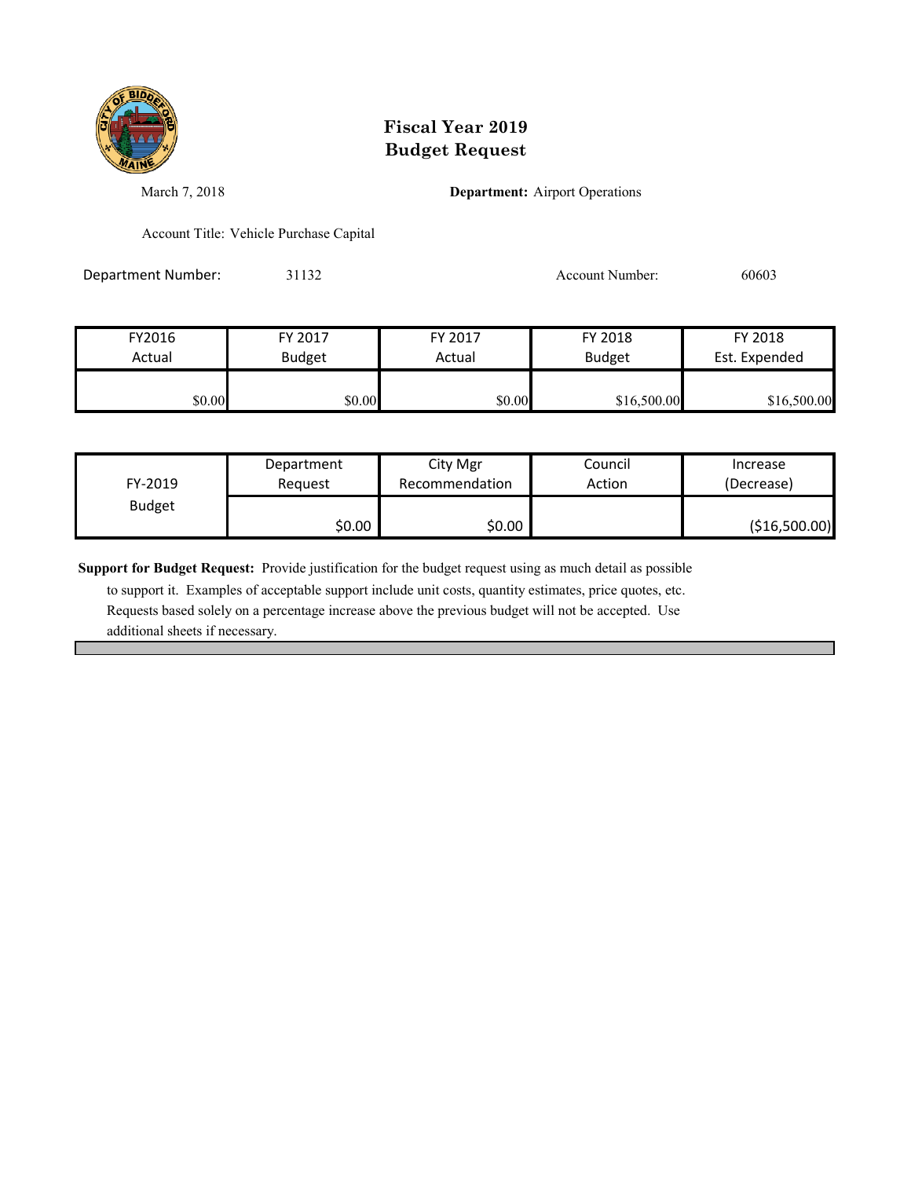# Fiscal Year 2019
# Budget Request

March 7, 2018

**Department:** Airport Operations

Account Title: Vehicle Purchase Capital

Department Number: 31132

Account Number: 60603

| FY2016 Actual | FY 2017 Budget | FY 2017 Actual | FY 2018 Budget | FY 2018 Est. Expended |
|---|---|---|---|---|
| $0.00 | $0.00 | $0.00 | $16,500.00 | $16,500.00 |

| FY-2019 Budget | Department Request | City Mgr Recommendation | Council Action | Increase (Decrease) |
|---|---|---|---|---|
| | $0.00 | $0.00 | | ($16,500.00) |

**Support for Budget Request:** Provide justification for the budget request using as much detail as possible to support it. Examples of acceptable support include unit costs, quantity estimates, price quotes, etc. Requests based solely on a percentage increase above the previous budget will not be accepted. Use additional sheets if necessary.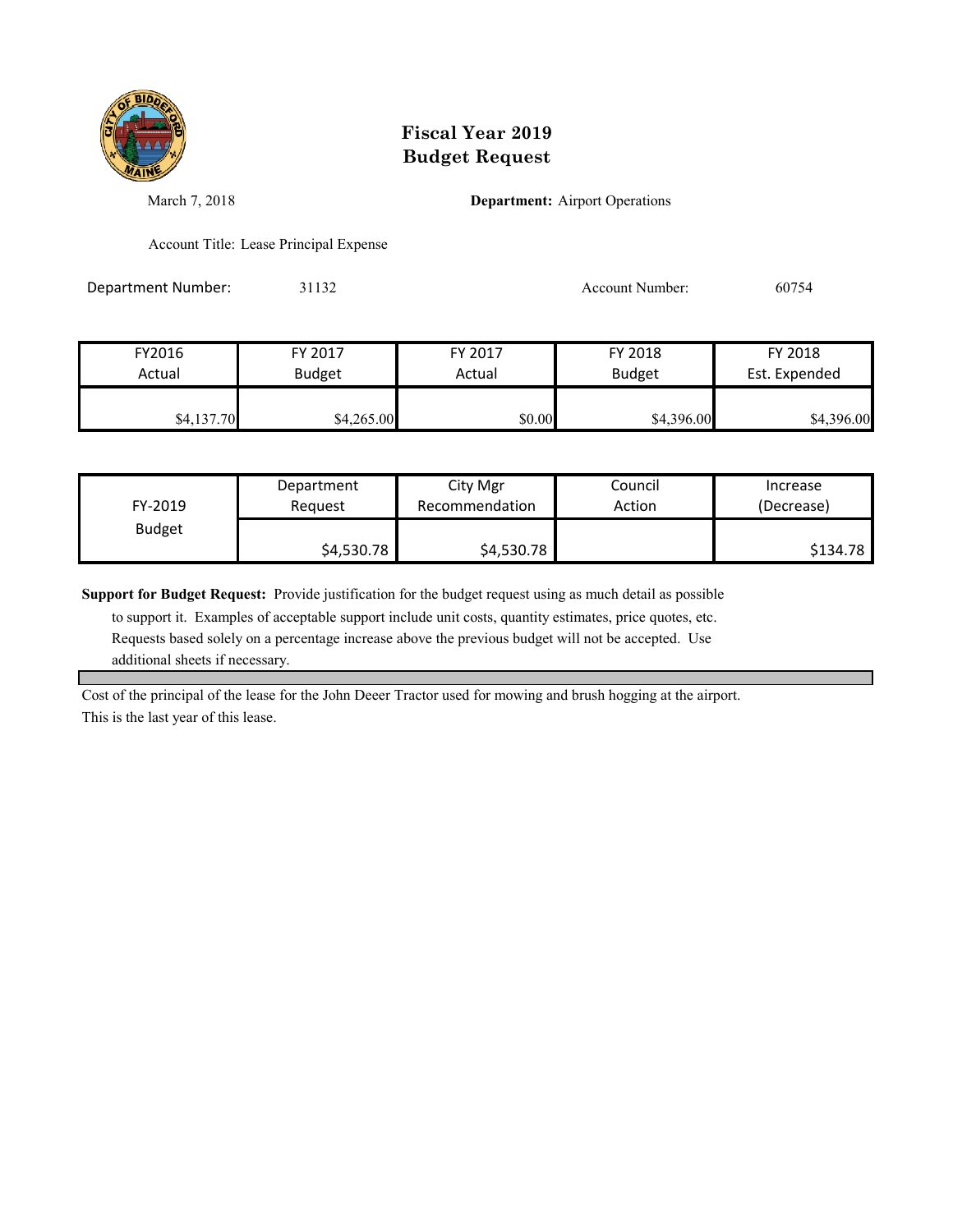# Fiscal Year 2019
# Budget Request

March 7, 2018

**Department:** Airport Operations

Account Title: Lease Principal Expense

Department Number: 31132

Account Number: 60754

| FY2016 Actual | FY 2017 Budget | FY 2017 Actual | FY 2018 Budget | FY 2018 Est. Expended |
|---|---|---|---|---|
| $4,137.70 | $4,265.00 | $0.00 | $4,396.00 | $4,396.00 |

| FY-2019 Budget | Department Request | City Mgr Recommendation | Council Action | Increase (Decrease) |
|---|---|---|---|---|
| | $4,530.78 | $4,530.78 | | $134.78 |

**Support for Budget Request:** Provide justification for the budget request using as much detail as possible to support it. Examples of acceptable support include unit costs, quantity estimates, price quotes, etc. Requests based solely on a percentage increase above the previous budget will not be accepted. Use additional sheets if necessary.

Cost of the principal of the lease for the John Deeer Tractor used for mowing and brush hogging at the airport.
This is the last year of this lease.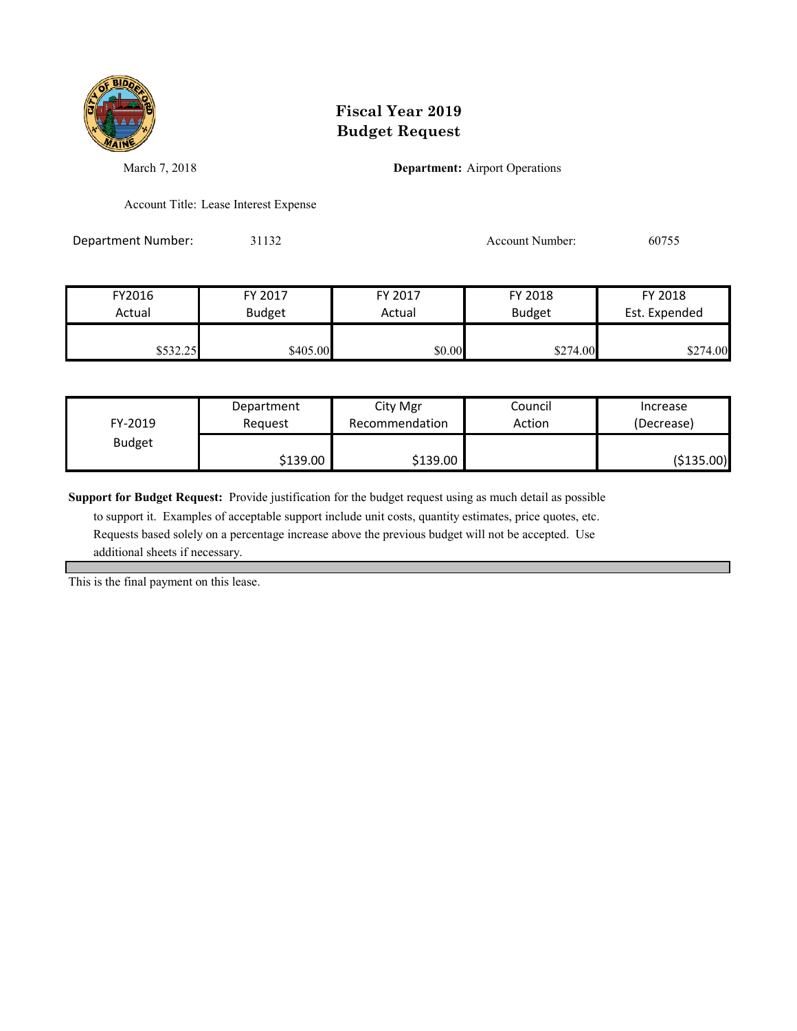# Fiscal Year 2019
# Budget Request

March 7, 2018

**Department:** Airport Operations

Account Title: Lease Interest Expense

Department Number: 31132

Account Number: 60755

| FY2016 Actual | FY 2017 Budget | FY 2017 Actual | FY 2018 Budget | FY 2018 Est. Expended |
|---|---|---|---|---|
| $532.25 | $405.00 | $0.00 | $274.00 | $274.00 |

| FY-2019 Budget | Department Request | City Mgr Recommendation | Council Action | Increase (Decrease) |
|---|---|---|---|---|
| | $139.00 | $139.00 | | ($135.00) |

**Support for Budget Request:** Provide justification for the budget request using as much detail as possible to support it. Examples of acceptable support include unit costs, quantity estimates, price quotes, etc. Requests based solely on a percentage increase above the previous budget will not be accepted. Use additional sheets if necessary.

This is the final payment on this lease.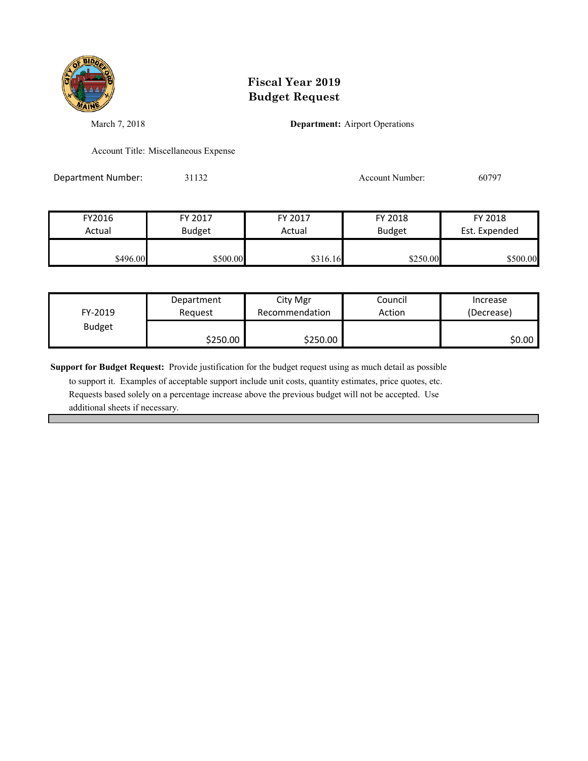# Fiscal Year 2019
# Budget Request

March 7, 2018

**Department:** Airport Operations

Account Title: Miscellaneous Expense

Department Number: 31132

Account Number: 60797

| FY2016 Actual | FY 2017 Budget | FY 2017 Actual | FY 2018 Budget | FY 2018 Est. Expended |
|---|---|---|---|---|
| $496.00 | $500.00 | $316.16 | $250.00 | $500.00 |

| FY-2019 Budget | Department Request | City Mgr Recommendation | Council Action | Increase (Decrease) |
|---|---|---|---|---|
| | $250.00 | $250.00 | | $0.00 |

**Support for Budget Request:** Provide justification for the budget request using as much detail as possible to support it. Examples of acceptable support include unit costs, quantity estimates, price quotes, etc. Requests based solely on a percentage increase above the previous budget will not be accepted. Use additional sheets if necessary.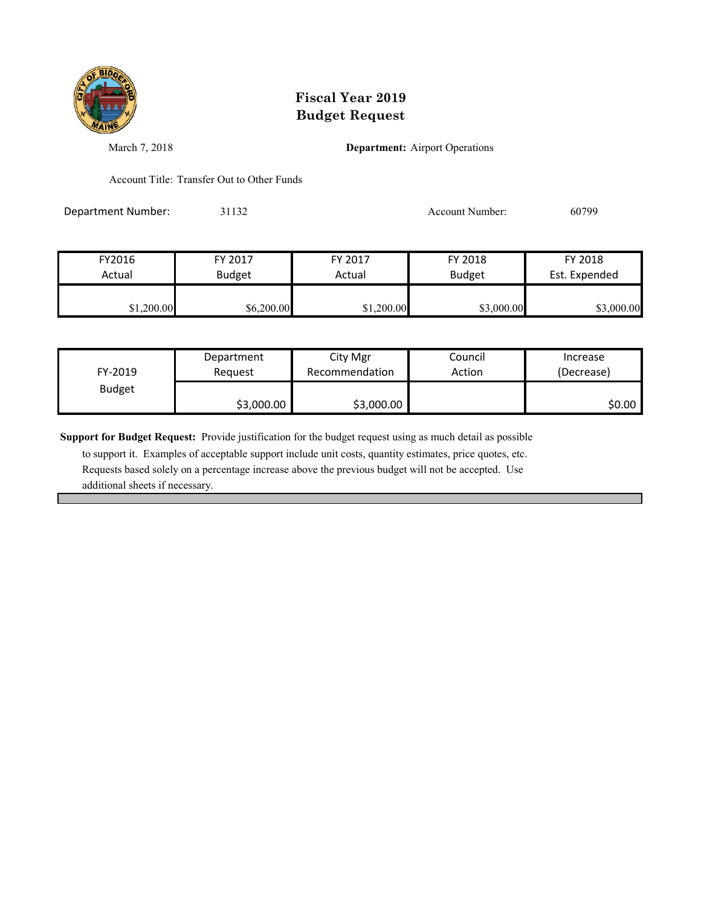# Fiscal Year 2019
# Budget Request

March 7, 2018

**Department:** Airport Operations

Account Title: Transfer Out to Other Funds

Department Number: 31132

Account Number: 60799

| FY2016 Actual | FY 2017 Budget | FY 2017 Actual | FY 2018 Budget | FY 2018 Est. Expended |
|---|---|---|---|---|
| $1,200.00 | $6,200.00 | $1,200.00 | $3,000.00 | $3,000.00 |

| FY-2019 Budget | Department Request | City Mgr Recommendation | Council Action | Increase (Decrease) |
|---|---|---|---|---|
| | $3,000.00 | $3,000.00 | | $0.00 |

**Support for Budget Request:** Provide justification for the budget request using as much detail as possible to support it. Examples of acceptable support include unit costs, quantity estimates, price quotes, etc. Requests based solely on a percentage increase above the previous budget will not be accepted. Use additional sheets if necessary.